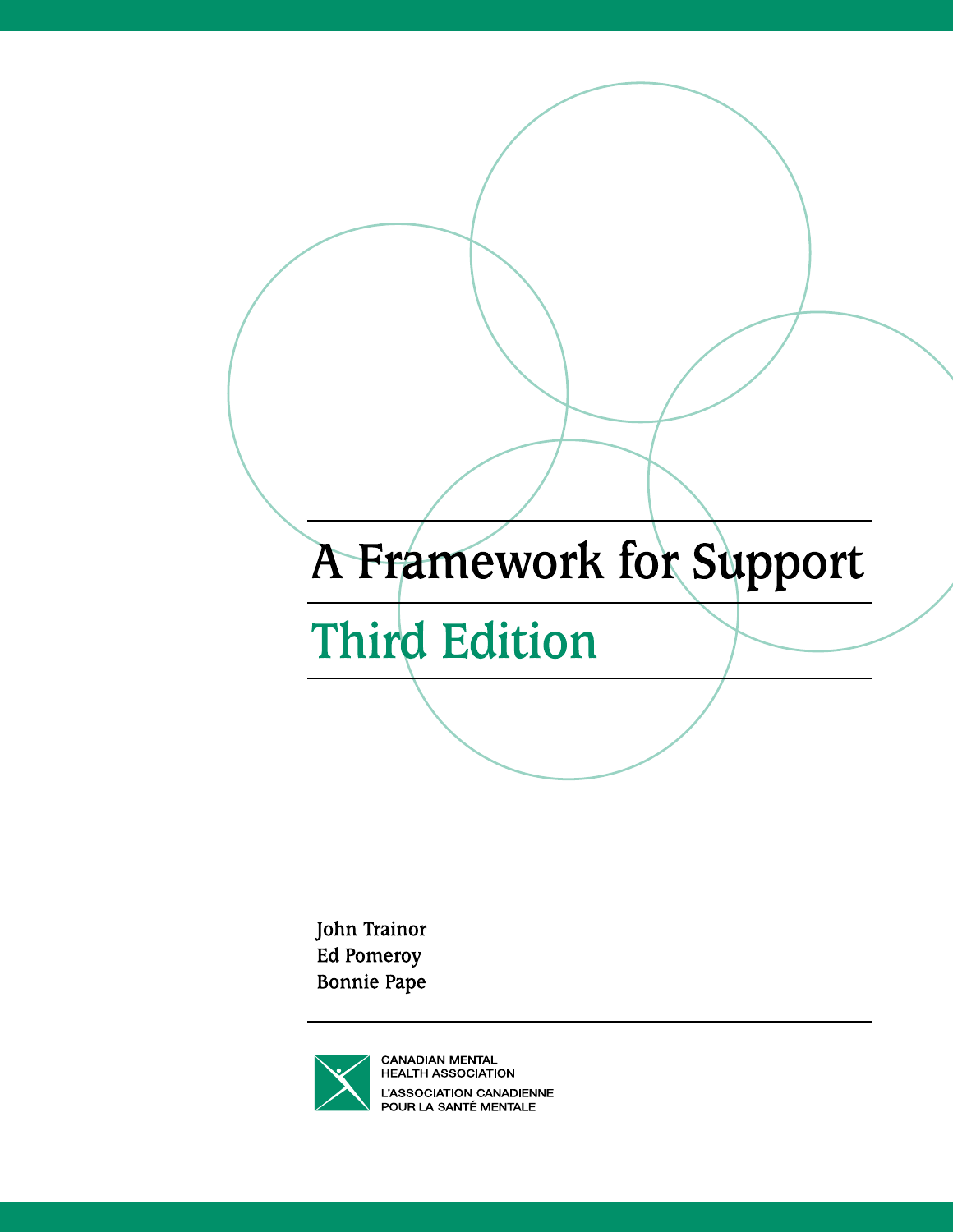# A Framework for Support

## Third Edition

John Trainor
Ed Pomeroy
Bonnie Pape

CANADIAN MENTAL HEALTH ASSOCIATION
L'ASSOCIATION CANADIENNE POUR LA SANTÉ MENTALE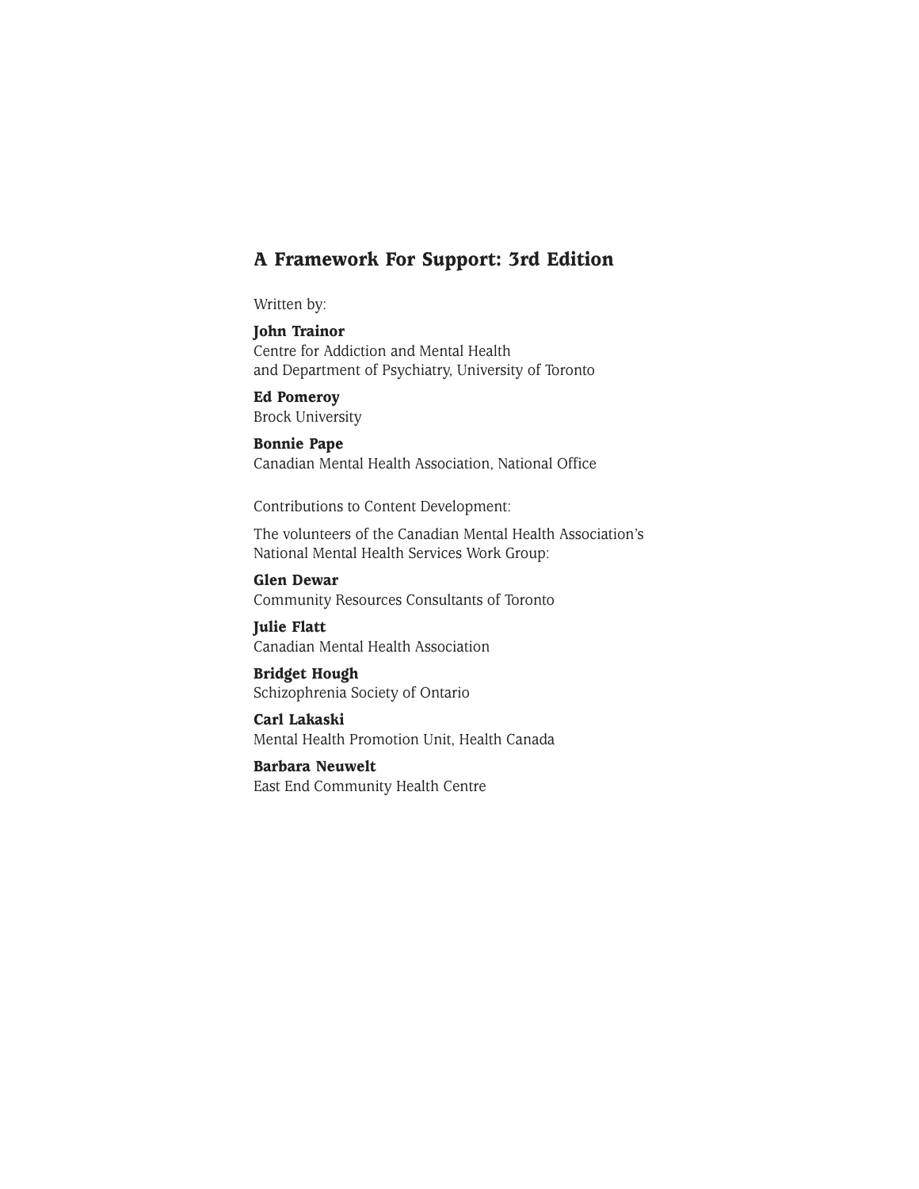## A Framework For Support: 3rd Edition

Written by:

**John Trainor**
Centre for Addiction and Mental Health
and Department of Psychiatry, University of Toronto

**Ed Pomeroy**
Brock University

**Bonnie Pape**
Canadian Mental Health Association, National Office

Contributions to Content Development:

The volunteers of the Canadian Mental Health Association's National Mental Health Services Work Group:

**Glen Dewar**
Community Resources Consultants of Toronto

**Julie Flatt**
Canadian Mental Health Association

**Bridget Hough**
Schizophrenia Society of Ontario

**Carl Lakaski**
Mental Health Promotion Unit, Health Canada

**Barbara Neuwelt**
East End Community Health Centre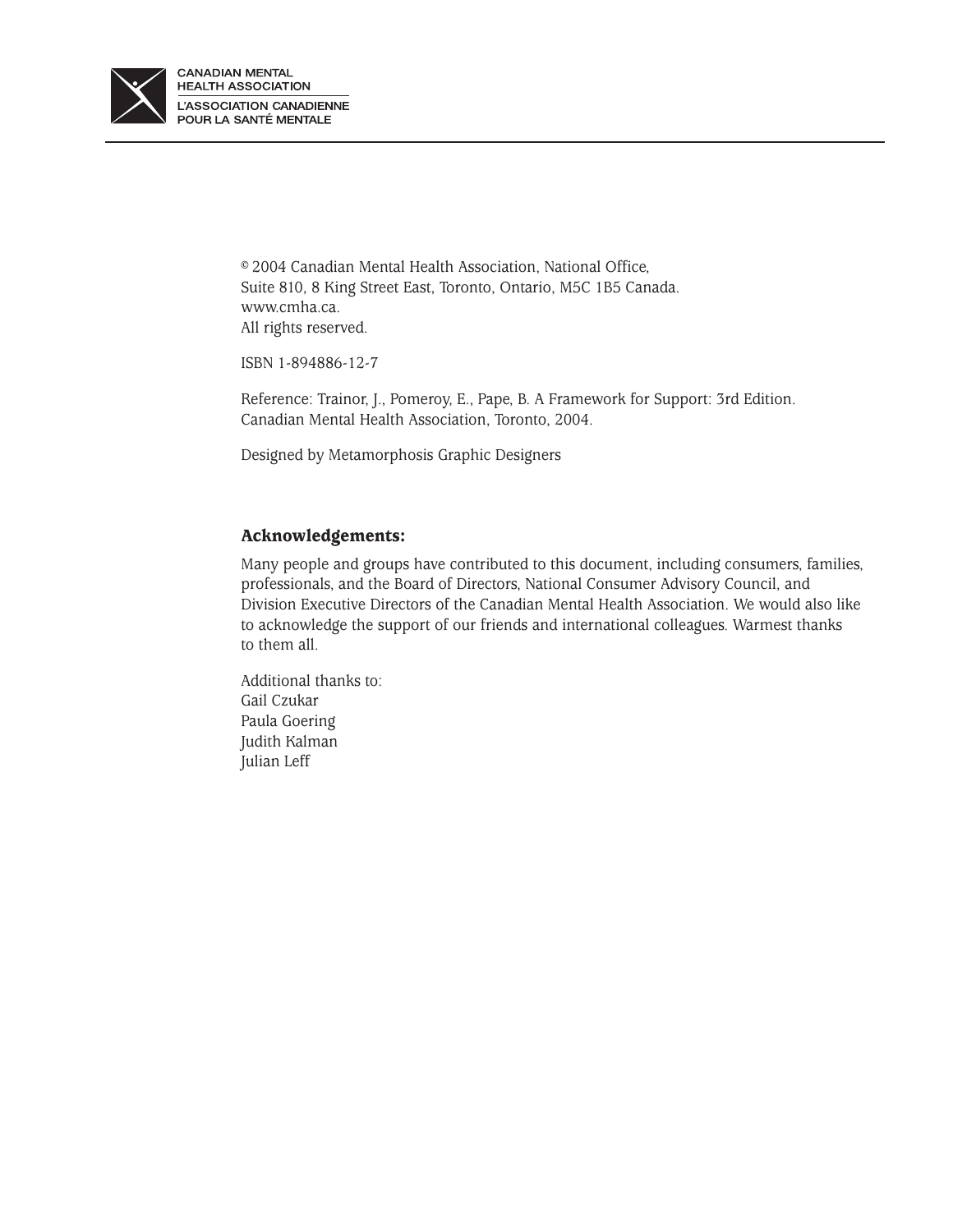CANADIAN MENTAL HEALTH ASSOCIATION
L'ASSOCIATION CANADIENNE POUR LA SANTÉ MENTALE

© 2004 Canadian Mental Health Association, National Office,
Suite 810, 8 King Street East, Toronto, Ontario, M5C 1B5 Canada.
www.cmha.ca.
All rights reserved.

ISBN 1-894886-12-7

Reference: Trainor, J., Pomeroy, E., Pape, B. A Framework for Support: 3rd Edition. Canadian Mental Health Association, Toronto, 2004.

Designed by Metamorphosis Graphic Designers

**Acknowledgements:**

Many people and groups have contributed to this document, including consumers, families, professionals, and the Board of Directors, National Consumer Advisory Council, and Division Executive Directors of the Canadian Mental Health Association. We would also like to acknowledge the support of our friends and international colleagues. Warmest thanks to them all.

Additional thanks to:
Gail Czukar
Paula Goering
Judith Kalman
Julian Leff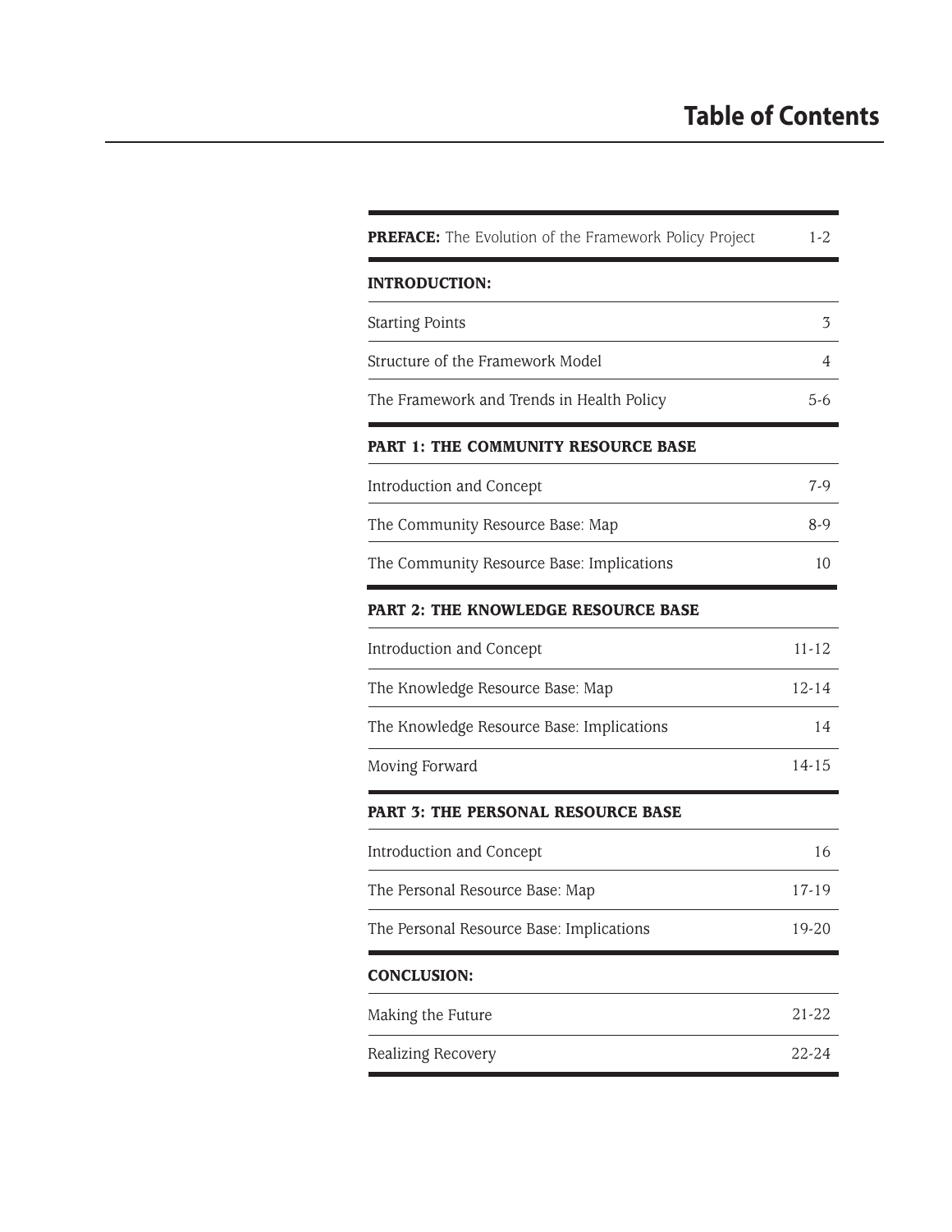# Table of Contents

| | |
|---|---|
| **PREFACE:** The Evolution of the Framework Policy Project | 1-2 |
| **INTRODUCTION:** | |
| Starting Points | 3 |
| Structure of the Framework Model | 4 |
| The Framework and Trends in Health Policy | 5-6 |
| **PART 1: THE COMMUNITY RESOURCE BASE** | |
| Introduction and Concept | 7-9 |
| The Community Resource Base: Map | 8-9 |
| The Community Resource Base: Implications | 10 |
| **PART 2: THE KNOWLEDGE RESOURCE BASE** | |
| Introduction and Concept | 11-12 |
| The Knowledge Resource Base: Map | 12-14 |
| The Knowledge Resource Base: Implications | 14 |
| Moving Forward | 14-15 |
| **PART 3: THE PERSONAL RESOURCE BASE** | |
| Introduction and Concept | 16 |
| The Personal Resource Base: Map | 17-19 |
| The Personal Resource Base: Implications | 19-20 |
| **CONCLUSION:** | |
| Making the Future | 21-22 |
| Realizing Recovery | 22-24 |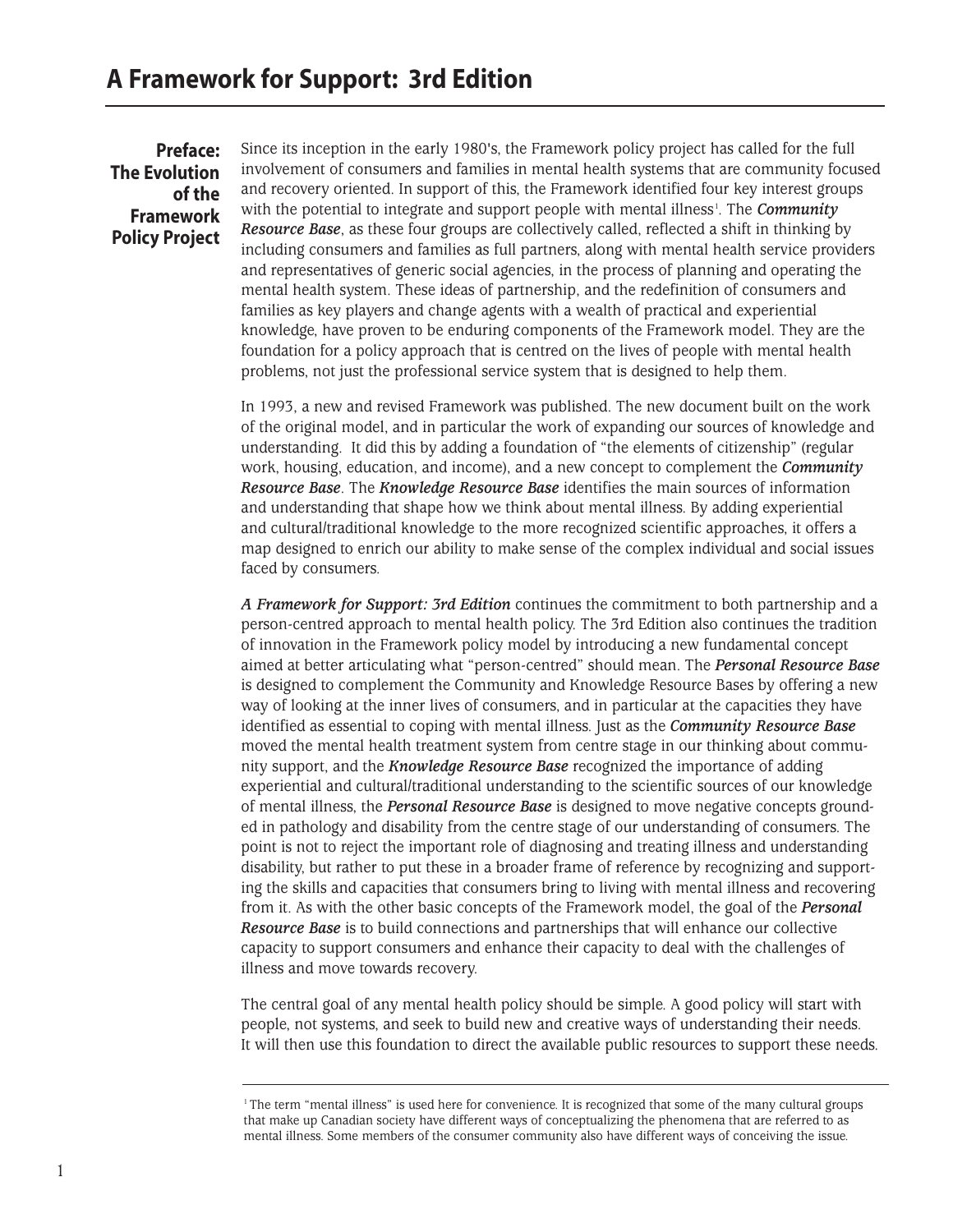# A Framework for Support: 3rd Edition

## Preface: The Evolution of the Framework Policy Project

Since its inception in the early 1980's, the Framework policy project has called for the full involvement of consumers and families in mental health systems that are community focused and recovery oriented. In support of this, the Framework identified four key interest groups with the potential to integrate and support people with mental illness[1]. The ***Community Resource Base***, as these four groups are collectively called, reflected a shift in thinking by including consumers and families as full partners, along with mental health service providers and representatives of generic social agencies, in the process of planning and operating the mental health system. These ideas of partnership, and the redefinition of consumers and families as key players and change agents with a wealth of practical and experiential knowledge, have proven to be enduring components of the Framework model. They are the foundation for a policy approach that is centred on the lives of people with mental health problems, not just the professional service system that is designed to help them.

In 1993, a new and revised Framework was published. The new document built on the work of the original model, and in particular the work of expanding our sources of knowledge and understanding. It did this by adding a foundation of "the elements of citizenship" (regular work, housing, education, and income), and a new concept to complement the ***Community Resource Base***. The ***Knowledge Resource Base*** identifies the main sources of information and understanding that shape how we think about mental illness. By adding experiential and cultural/traditional knowledge to the more recognized scientific approaches, it offers a map designed to enrich our ability to make sense of the complex individual and social issues faced by consumers.

***A Framework for Support: 3rd Edition*** continues the commitment to both partnership and a person-centred approach to mental health policy. The 3rd Edition also continues the tradition of innovation in the Framework policy model by introducing a new fundamental concept aimed at better articulating what "person-centred" should mean. The ***Personal Resource Base*** is designed to complement the Community and Knowledge Resource Bases by offering a new way of looking at the inner lives of consumers, and in particular at the capacities they have identified as essential to coping with mental illness. Just as the ***Community Resource Base*** moved the mental health treatment system from centre stage in our thinking about community support, and the ***Knowledge Resource Base*** recognized the importance of adding experiential and cultural/traditional understanding to the scientific sources of our knowledge of mental illness, the ***Personal Resource Base*** is designed to move negative concepts grounded in pathology and disability from the centre stage of our understanding of consumers. The point is not to reject the important role of diagnosing and treating illness and understanding disability, but rather to put these in a broader frame of reference by recognizing and supporting the skills and capacities that consumers bring to living with mental illness and recovering from it. As with the other basic concepts of the Framework model, the goal of the ***Personal Resource Base*** is to build connections and partnerships that will enhance our collective capacity to support consumers and enhance their capacity to deal with the challenges of illness and move towards recovery.

The central goal of any mental health policy should be simple. A good policy will start with people, not systems, and seek to build new and creative ways of understanding their needs. It will then use this foundation to direct the available public resources to support these needs.

---

[1] The term "mental illness" is used here for convenience. It is recognized that some of the many cultural groups that make up Canadian society have different ways of conceptualizing the phenomena that are referred to as mental illness. Some members of the consumer community also have different ways of conceiving the issue.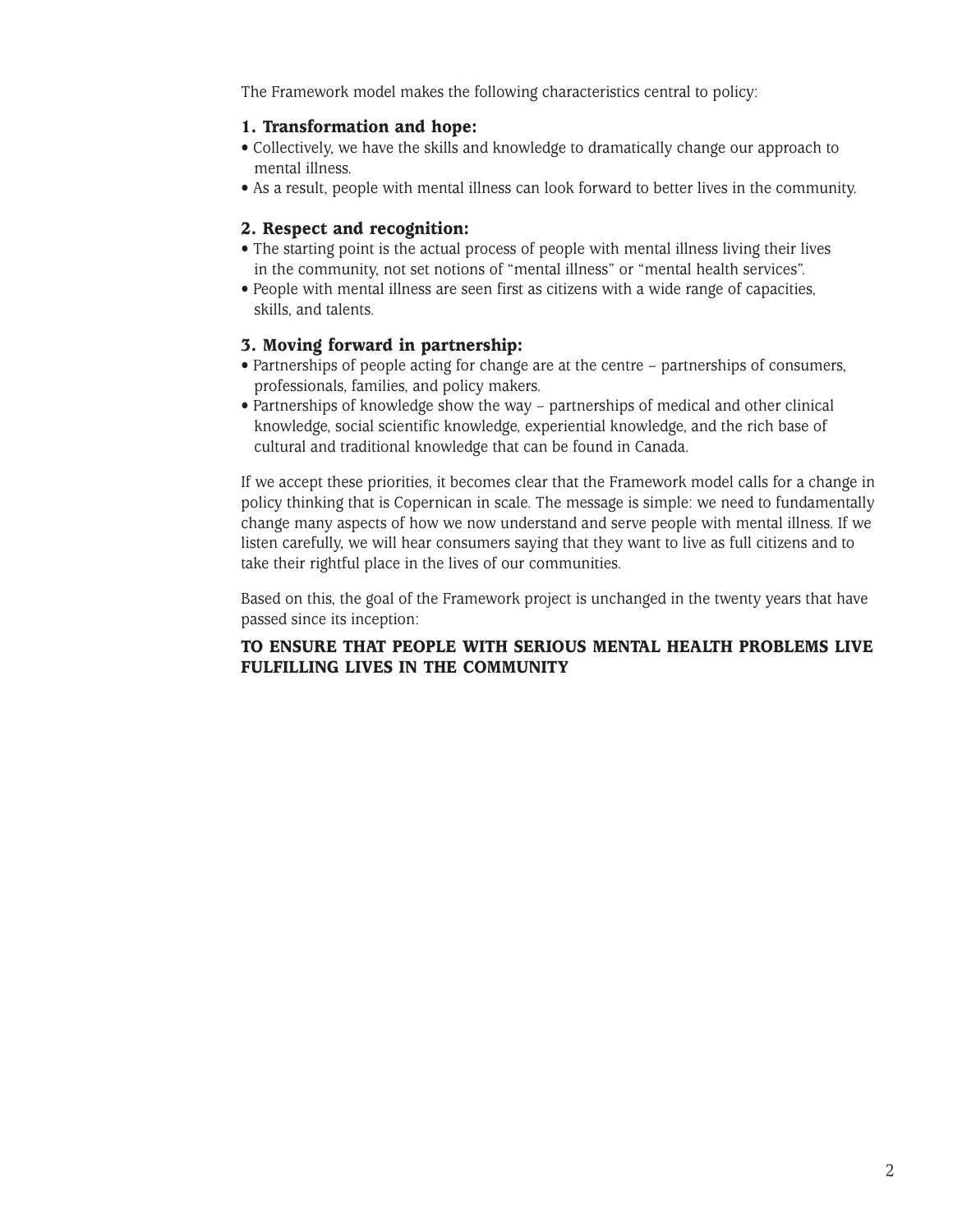The Framework model makes the following characteristics central to policy:

### 1. Transformation and hope:

- Collectively, we have the skills and knowledge to dramatically change our approach to mental illness.
- As a result, people with mental illness can look forward to better lives in the community.

### 2. Respect and recognition:

- The starting point is the actual process of people with mental illness living their lives in the community, not set notions of “mental illness” or “mental health services”.
- People with mental illness are seen first as citizens with a wide range of capacities, skills, and talents.

### 3. Moving forward in partnership:

- Partnerships of people acting for change are at the centre – partnerships of consumers, professionals, families, and policy makers.
- Partnerships of knowledge show the way – partnerships of medical and other clinical knowledge, social scientific knowledge, experiential knowledge, and the rich base of cultural and traditional knowledge that can be found in Canada.

If we accept these priorities, it becomes clear that the Framework model calls for a change in policy thinking that is Copernican in scale. The message is simple: we need to fundamentally change many aspects of how we now understand and serve people with mental illness. If we listen carefully, we will hear consumers saying that they want to live as full citizens and to take their rightful place in the lives of our communities.

Based on this, the goal of the Framework project is unchanged in the twenty years that have passed since its inception:

**TO ENSURE THAT PEOPLE WITH SERIOUS MENTAL HEALTH PROBLEMS LIVE FULFILLING LIVES IN THE COMMUNITY**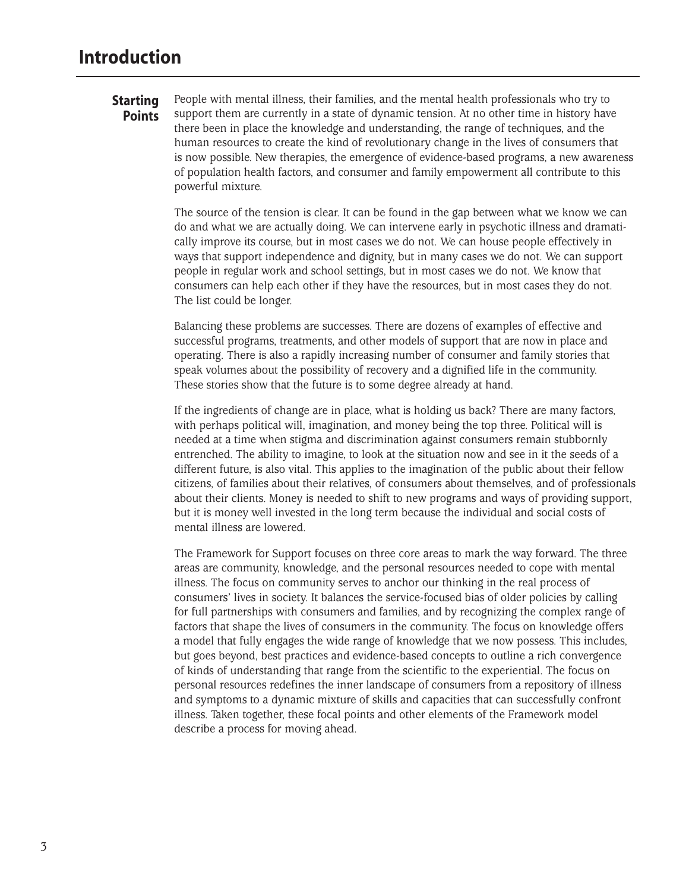# Introduction

## Starting Points

People with mental illness, their families, and the mental health professionals who try to support them are currently in a state of dynamic tension. At no other time in history have there been in place the knowledge and understanding, the range of techniques, and the human resources to create the kind of revolutionary change in the lives of consumers that is now possible. New therapies, the emergence of evidence-based programs, a new awareness of population health factors, and consumer and family empowerment all contribute to this powerful mixture.

The source of the tension is clear. It can be found in the gap between what we know we can do and what we are actually doing. We can intervene early in psychotic illness and dramatically improve its course, but in most cases we do not. We can house people effectively in ways that support independence and dignity, but in many cases we do not. We can support people in regular work and school settings, but in most cases we do not. We know that consumers can help each other if they have the resources, but in most cases they do not. The list could be longer.

Balancing these problems are successes. There are dozens of examples of effective and successful programs, treatments, and other models of support that are now in place and operating. There is also a rapidly increasing number of consumer and family stories that speak volumes about the possibility of recovery and a dignified life in the community. These stories show that the future is to some degree already at hand.

If the ingredients of change are in place, what is holding us back? There are many factors, with perhaps political will, imagination, and money being the top three. Political will is needed at a time when stigma and discrimination against consumers remain stubbornly entrenched. The ability to imagine, to look at the situation now and see in it the seeds of a different future, is also vital. This applies to the imagination of the public about their fellow citizens, of families about their relatives, of consumers about themselves, and of professionals about their clients. Money is needed to shift to new programs and ways of providing support, but it is money well invested in the long term because the individual and social costs of mental illness are lowered.

The Framework for Support focuses on three core areas to mark the way forward. The three areas are community, knowledge, and the personal resources needed to cope with mental illness. The focus on community serves to anchor our thinking in the real process of consumers' lives in society. It balances the service-focused bias of older policies by calling for full partnerships with consumers and families, and by recognizing the complex range of factors that shape the lives of consumers in the community. The focus on knowledge offers a model that fully engages the wide range of knowledge that we now possess. This includes, but goes beyond, best practices and evidence-based concepts to outline a rich convergence of kinds of understanding that range from the scientific to the experiential. The focus on personal resources redefines the inner landscape of consumers from a repository of illness and symptoms to a dynamic mixture of skills and capacities that can successfully confront illness. Taken together, these focal points and other elements of the Framework model describe a process for moving ahead.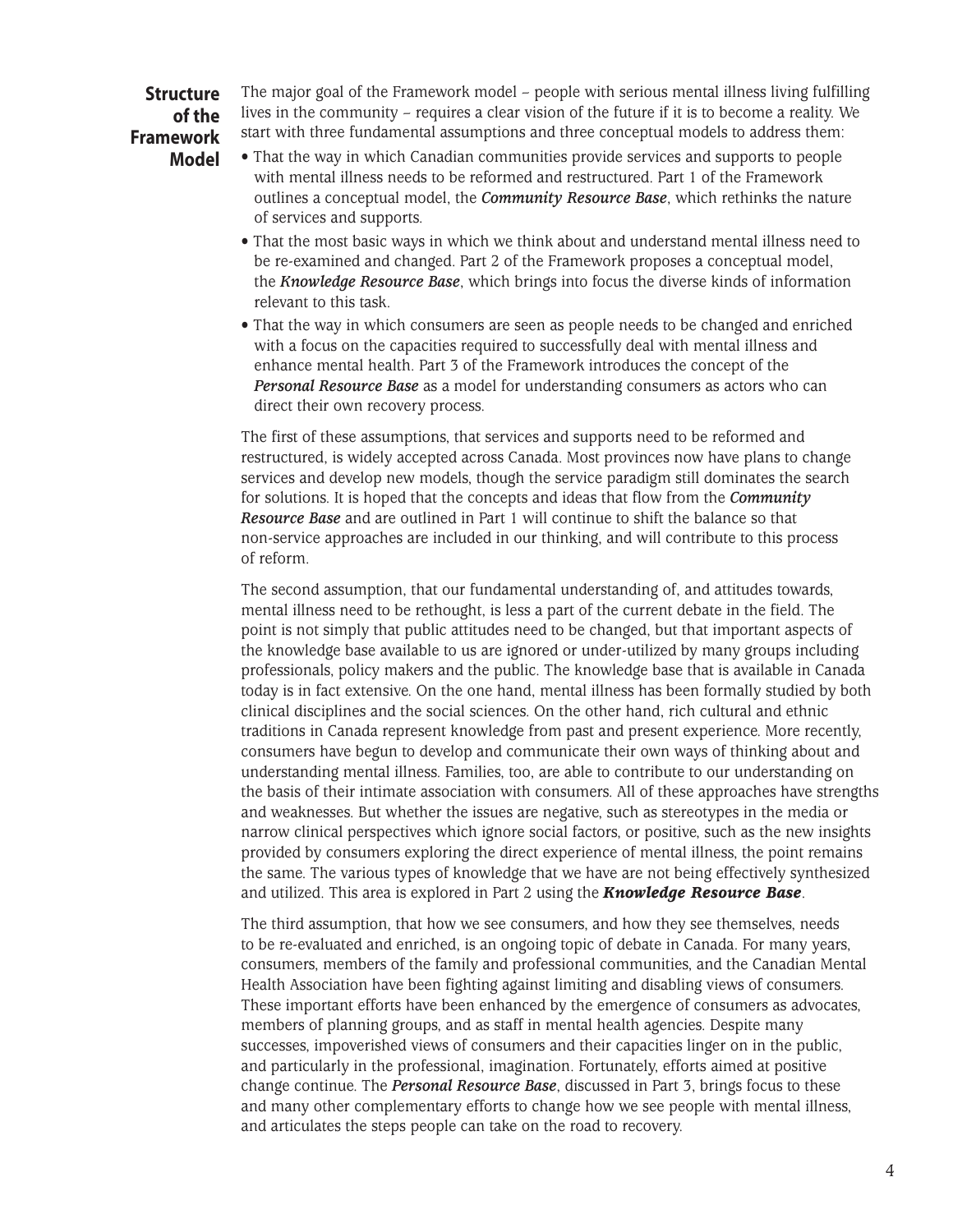## Structure of the Framework Model

The major goal of the Framework model – people with serious mental illness living fulfilling lives in the community – requires a clear vision of the future if it is to become a reality. We start with three fundamental assumptions and three conceptual models to address them:

- That the way in which Canadian communities provide services and supports to people with mental illness needs to be reformed and restructured. Part 1 of the Framework outlines a conceptual model, the ***Community Resource Base***, which rethinks the nature of services and supports.
- That the most basic ways in which we think about and understand mental illness need to be re-examined and changed. Part 2 of the Framework proposes a conceptual model, the ***Knowledge Resource Base***, which brings into focus the diverse kinds of information relevant to this task.
- That the way in which consumers are seen as people needs to be changed and enriched with a focus on the capacities required to successfully deal with mental illness and enhance mental health. Part 3 of the Framework introduces the concept of the ***Personal Resource Base*** as a model for understanding consumers as actors who can direct their own recovery process.

The first of these assumptions, that services and supports need to be reformed and restructured, is widely accepted across Canada. Most provinces now have plans to change services and develop new models, though the service paradigm still dominates the search for solutions. It is hoped that the concepts and ideas that flow from the ***Community Resource Base*** and are outlined in Part 1 will continue to shift the balance so that non-service approaches are included in our thinking, and will contribute to this process of reform.

The second assumption, that our fundamental understanding of, and attitudes towards, mental illness need to be rethought, is less a part of the current debate in the field. The point is not simply that public attitudes need to be changed, but that important aspects of the knowledge base available to us are ignored or under-utilized by many groups including professionals, policy makers and the public. The knowledge base that is available in Canada today is in fact extensive. On the one hand, mental illness has been formally studied by both clinical disciplines and the social sciences. On the other hand, rich cultural and ethnic traditions in Canada represent knowledge from past and present experience. More recently, consumers have begun to develop and communicate their own ways of thinking about and understanding mental illness. Families, too, are able to contribute to our understanding on the basis of their intimate association with consumers. All of these approaches have strengths and weaknesses. But whether the issues are negative, such as stereotypes in the media or narrow clinical perspectives which ignore social factors, or positive, such as the new insights provided by consumers exploring the direct experience of mental illness, the point remains the same. The various types of knowledge that we have are not being effectively synthesized and utilized. This area is explored in Part 2 using the ***Knowledge Resource Base***.

The third assumption, that how we see consumers, and how they see themselves, needs to be re-evaluated and enriched, is an ongoing topic of debate in Canada. For many years, consumers, members of the family and professional communities, and the Canadian Mental Health Association have been fighting against limiting and disabling views of consumers. These important efforts have been enhanced by the emergence of consumers as advocates, members of planning groups, and as staff in mental health agencies. Despite many successes, impoverished views of consumers and their capacities linger on in the public, and particularly in the professional, imagination. Fortunately, efforts aimed at positive change continue. The ***Personal Resource Base***, discussed in Part 3, brings focus to these and many other complementary efforts to change how we see people with mental illness, and articulates the steps people can take on the road to recovery.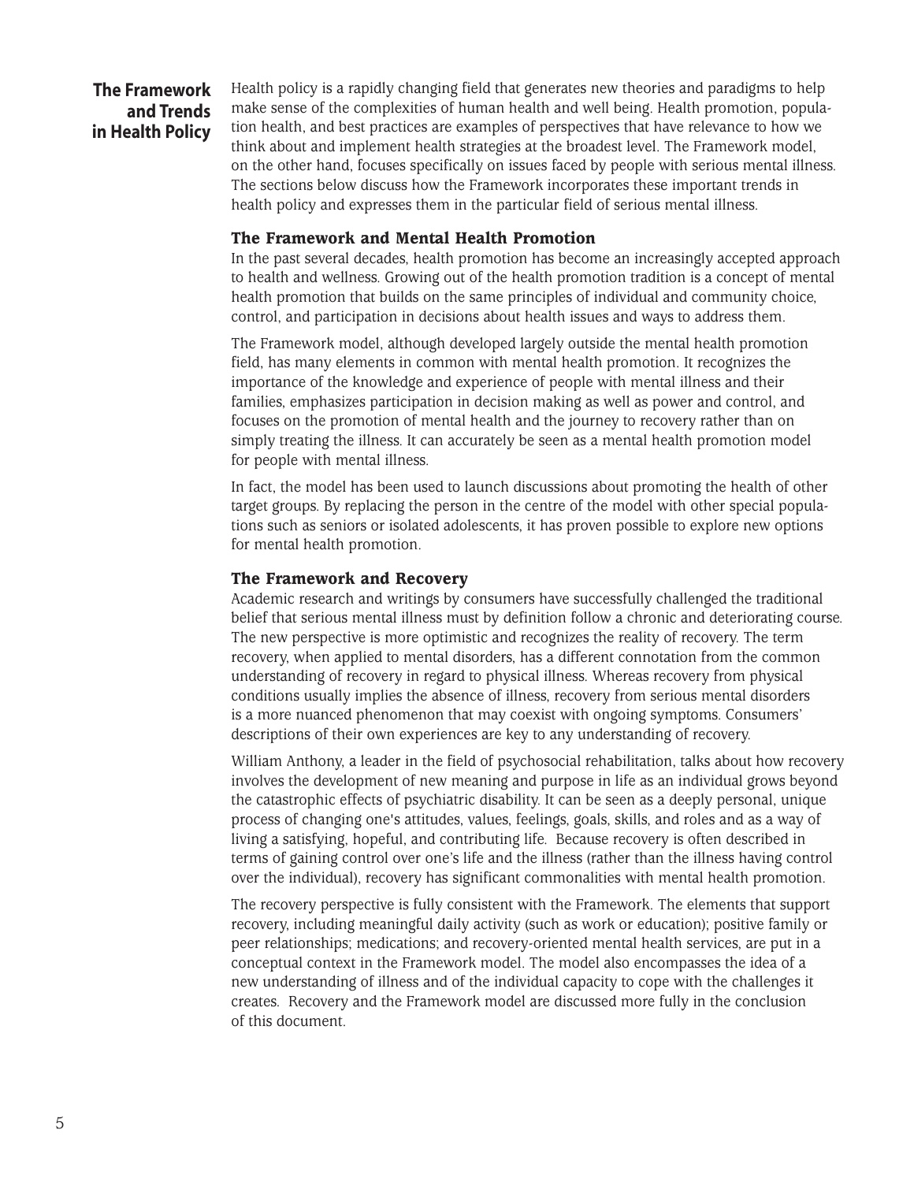## The Framework and Trends in Health Policy

Health policy is a rapidly changing field that generates new theories and paradigms to help make sense of the complexities of human health and well being. Health promotion, population health, and best practices are examples of perspectives that have relevance to how we think about and implement health strategies at the broadest level. The Framework model, on the other hand, focuses specifically on issues faced by people with serious mental illness. The sections below discuss how the Framework incorporates these important trends in health policy and expresses them in the particular field of serious mental illness.

### The Framework and Mental Health Promotion

In the past several decades, health promotion has become an increasingly accepted approach to health and wellness. Growing out of the health promotion tradition is a concept of mental health promotion that builds on the same principles of individual and community choice, control, and participation in decisions about health issues and ways to address them.

The Framework model, although developed largely outside the mental health promotion field, has many elements in common with mental health promotion. It recognizes the importance of the knowledge and experience of people with mental illness and their families, emphasizes participation in decision making as well as power and control, and focuses on the promotion of mental health and the journey to recovery rather than on simply treating the illness. It can accurately be seen as a mental health promotion model for people with mental illness.

In fact, the model has been used to launch discussions about promoting the health of other target groups. By replacing the person in the centre of the model with other special populations such as seniors or isolated adolescents, it has proven possible to explore new options for mental health promotion.

### The Framework and Recovery

Academic research and writings by consumers have successfully challenged the traditional belief that serious mental illness must by definition follow a chronic and deteriorating course. The new perspective is more optimistic and recognizes the reality of recovery. The term recovery, when applied to mental disorders, has a different connotation from the common understanding of recovery in regard to physical illness. Whereas recovery from physical conditions usually implies the absence of illness, recovery from serious mental disorders is a more nuanced phenomenon that may coexist with ongoing symptoms. Consumers' descriptions of their own experiences are key to any understanding of recovery.

William Anthony, a leader in the field of psychosocial rehabilitation, talks about how recovery involves the development of new meaning and purpose in life as an individual grows beyond the catastrophic effects of psychiatric disability. It can be seen as a deeply personal, unique process of changing one's attitudes, values, feelings, goals, skills, and roles and as a way of living a satisfying, hopeful, and contributing life. Because recovery is often described in terms of gaining control over one's life and the illness (rather than the illness having control over the individual), recovery has significant commonalities with mental health promotion.

The recovery perspective is fully consistent with the Framework. The elements that support recovery, including meaningful daily activity (such as work or education); positive family or peer relationships; medications; and recovery-oriented mental health services, are put in a conceptual context in the Framework model. The model also encompasses the idea of a new understanding of illness and of the individual capacity to cope with the challenges it creates. Recovery and the Framework model are discussed more fully in the conclusion of this document.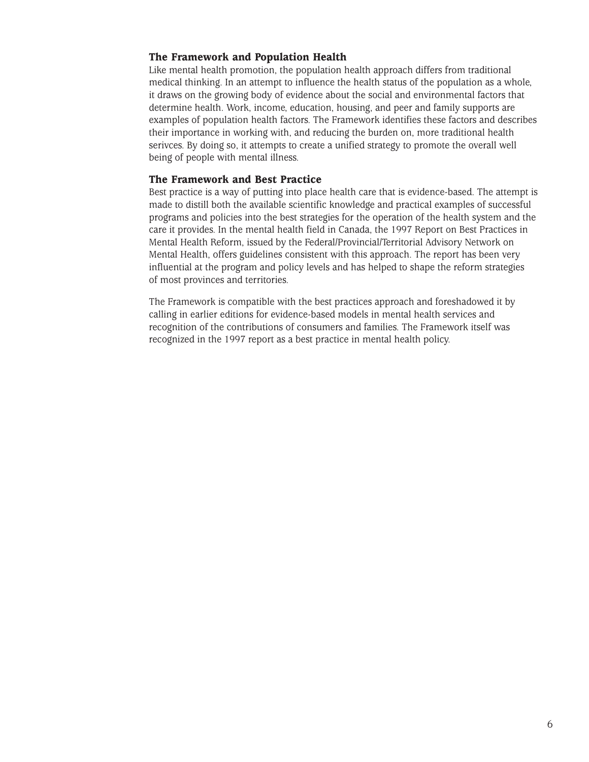### The Framework and Population Health

Like mental health promotion, the population health approach differs from traditional medical thinking. In an attempt to influence the health status of the population as a whole, it draws on the growing body of evidence about the social and environmental factors that determine health. Work, income, education, housing, and peer and family supports are examples of population health factors. The Framework identifies these factors and describes their importance in working with, and reducing the burden on, more traditional health serivces. By doing so, it attempts to create a unified strategy to promote the overall well being of people with mental illness.

### The Framework and Best Practice

Best practice is a way of putting into place health care that is evidence-based. The attempt is made to distill both the available scientific knowledge and practical examples of successful programs and policies into the best strategies for the operation of the health system and the care it provides. In the mental health field in Canada, the 1997 Report on Best Practices in Mental Health Reform, issued by the Federal/Provincial/Territorial Advisory Network on Mental Health, offers guidelines consistent with this approach. The report has been very influential at the program and policy levels and has helped to shape the reform strategies of most provinces and territories.

The Framework is compatible with the best practices approach and foreshadowed it by calling in earlier editions for evidence-based models in mental health services and recognition of the contributions of consumers and families. The Framework itself was recognized in the 1997 report as a best practice in mental health policy.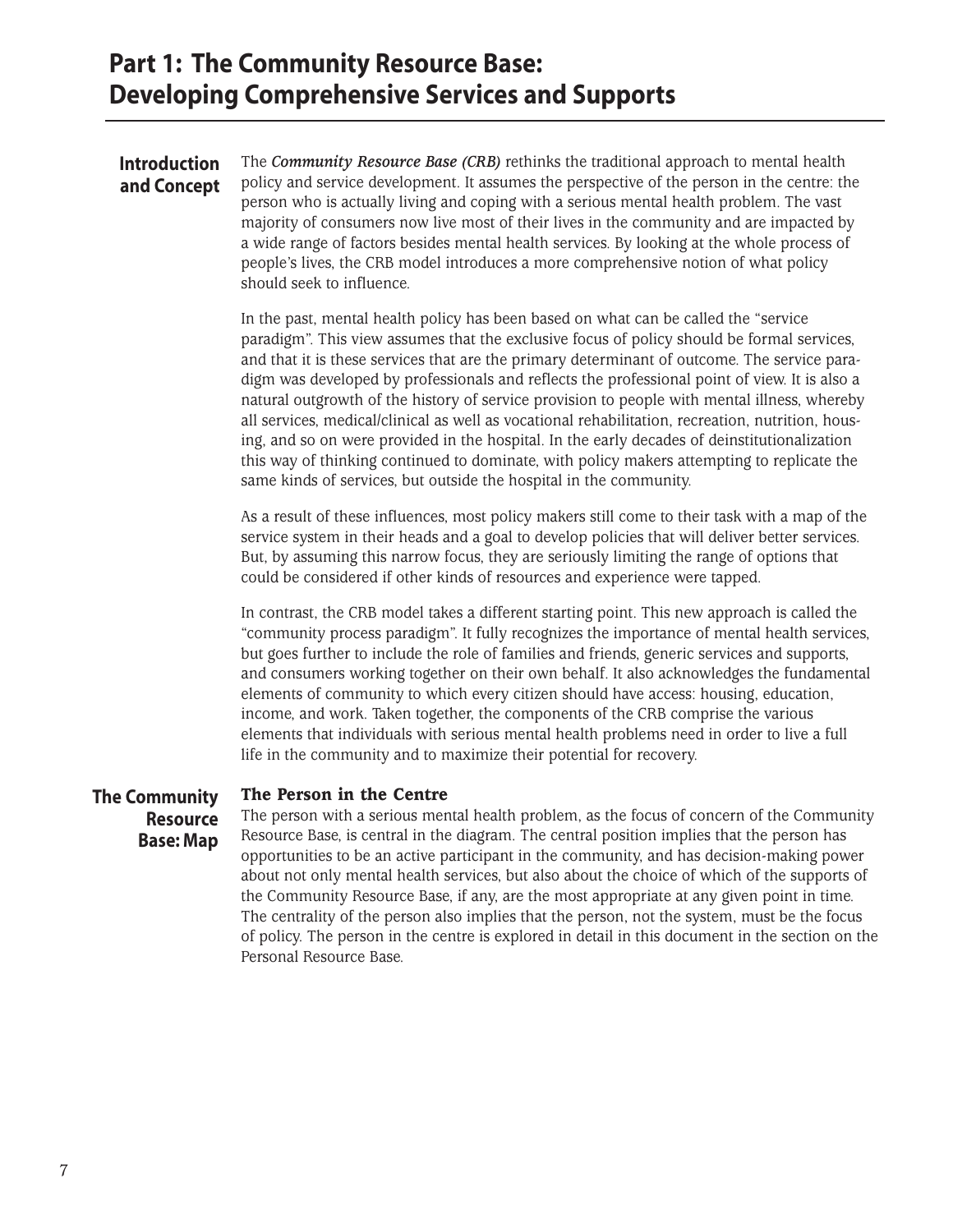# Part 1: The Community Resource Base: Developing Comprehensive Services and Supports

## Introduction and Concept

The ***Community Resource Base (CRB)*** rethinks the traditional approach to mental health policy and service development. It assumes the perspective of the person in the centre: the person who is actually living and coping with a serious mental health problem. The vast majority of consumers now live most of their lives in the community and are impacted by a wide range of factors besides mental health services. By looking at the whole process of people's lives, the CRB model introduces a more comprehensive notion of what policy should seek to influence.

In the past, mental health policy has been based on what can be called the "service paradigm". This view assumes that the exclusive focus of policy should be formal services, and that it is these services that are the primary determinant of outcome. The service paradigm was developed by professionals and reflects the professional point of view. It is also a natural outgrowth of the history of service provision to people with mental illness, whereby all services, medical/clinical as well as vocational rehabilitation, recreation, nutrition, housing, and so on were provided in the hospital. In the early decades of deinstitutionalization this way of thinking continued to dominate, with policy makers attempting to replicate the same kinds of services, but outside the hospital in the community.

As a result of these influences, most policy makers still come to their task with a map of the service system in their heads and a goal to develop policies that will deliver better services. But, by assuming this narrow focus, they are seriously limiting the range of options that could be considered if other kinds of resources and experience were tapped.

In contrast, the CRB model takes a different starting point. This new approach is called the "community process paradigm". It fully recognizes the importance of mental health services, but goes further to include the role of families and friends, generic services and supports, and consumers working together on their own behalf. It also acknowledges the fundamental elements of community to which every citizen should have access: housing, education, income, and work. Taken together, the components of the CRB comprise the various elements that individuals with serious mental health problems need in order to live a full life in the community and to maximize their potential for recovery.

## The Community Resource Base: Map

### The Person in the Centre

The person with a serious mental health problem, as the focus of concern of the Community Resource Base, is central in the diagram. The central position implies that the person has opportunities to be an active participant in the community, and has decision-making power about not only mental health services, but also about the choice of which of the supports of the Community Resource Base, if any, are the most appropriate at any given point in time. The centrality of the person also implies that the person, not the system, must be the focus of policy. The person in the centre is explored in detail in this document in the section on the Personal Resource Base.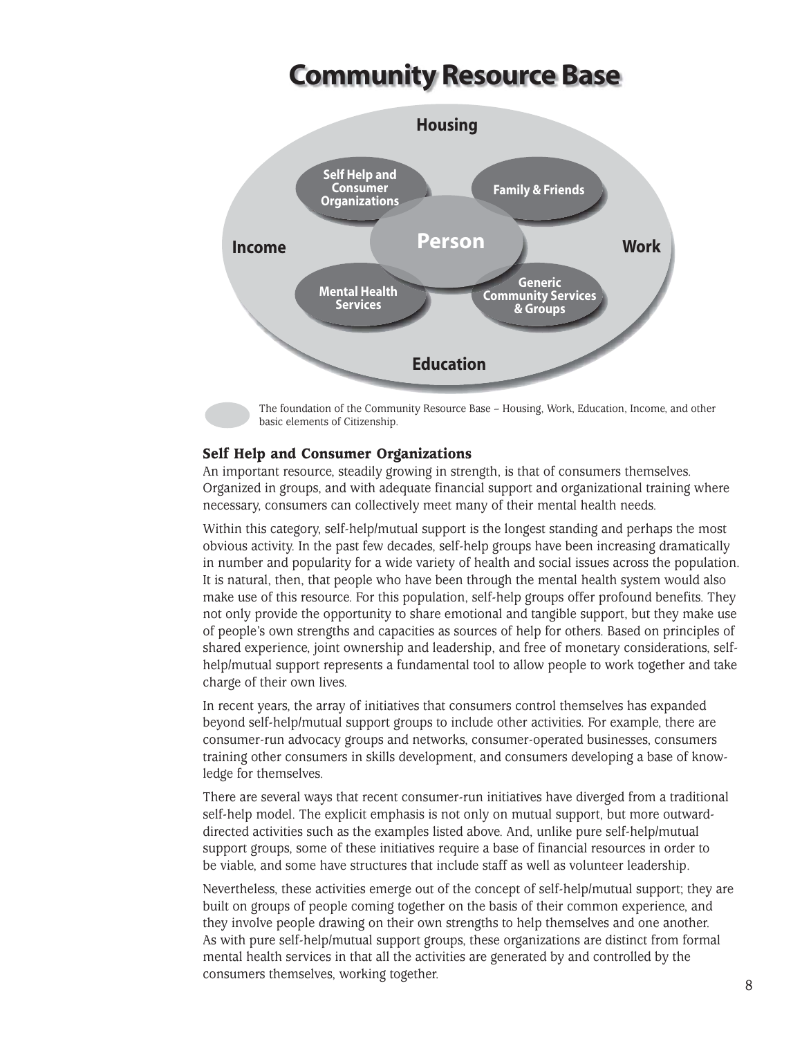# Community Resource Base

Housing

Self Help and Consumer Organizations

Family & Friends

Person

Income

Work

Mental Health Services

Generic Community Services & Groups

Education

The foundation of the Community Resource Base – Housing, Work, Education, Income, and other basic elements of Citizenship.

### Self Help and Consumer Organizations

An important resource, steadily growing in strength, is that of consumers themselves. Organized in groups, and with adequate financial support and organizational training where necessary, consumers can collectively meet many of their mental health needs.

Within this category, self-help/mutual support is the longest standing and perhaps the most obvious activity. In the past few decades, self-help groups have been increasing dramatically in number and popularity for a wide variety of health and social issues across the population. It is natural, then, that people who have been through the mental health system would also make use of this resource. For this population, self-help groups offer profound benefits. They not only provide the opportunity to share emotional and tangible support, but they make use of people's own strengths and capacities as sources of help for others. Based on principles of shared experience, joint ownership and leadership, and free of monetary considerations, self-help/mutual support represents a fundamental tool to allow people to work together and take charge of their own lives.

In recent years, the array of initiatives that consumers control themselves has expanded beyond self-help/mutual support groups to include other activities. For example, there are consumer-run advocacy groups and networks, consumer-operated businesses, consumers training other consumers in skills development, and consumers developing a base of knowledge for themselves.

There are several ways that recent consumer-run initiatives have diverged from a traditional self-help model. The explicit emphasis is not only on mutual support, but more outward-directed activities such as the examples listed above. And, unlike pure self-help/mutual support groups, some of these initiatives require a base of financial resources in order to be viable, and some have structures that include staff as well as volunteer leadership.

Nevertheless, these activities emerge out of the concept of self-help/mutual support; they are built on groups of people coming together on the basis of their common experience, and they involve people drawing on their own strengths to help themselves and one another. As with pure self-help/mutual support groups, these organizations are distinct from formal mental health services in that all the activities are generated by and controlled by the consumers themselves, working together.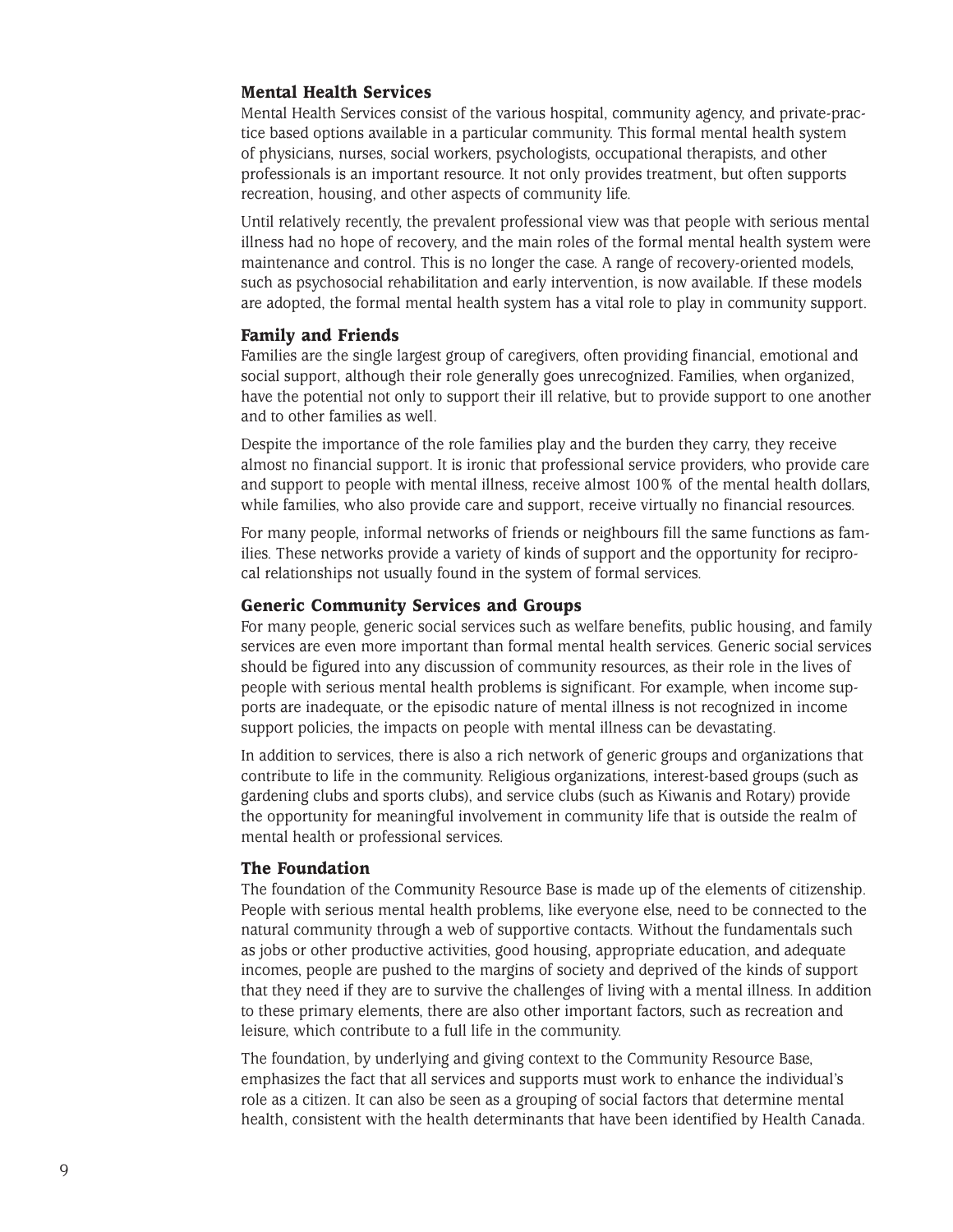### Mental Health Services

Mental Health Services consist of the various hospital, community agency, and private-practice based options available in a particular community. This formal mental health system of physicians, nurses, social workers, psychologists, occupational therapists, and other professionals is an important resource. It not only provides treatment, but often supports recreation, housing, and other aspects of community life.

Until relatively recently, the prevalent professional view was that people with serious mental illness had no hope of recovery, and the main roles of the formal mental health system were maintenance and control. This is no longer the case. A range of recovery-oriented models, such as psychosocial rehabilitation and early intervention, is now available. If these models are adopted, the formal mental health system has a vital role to play in community support.

### Family and Friends

Families are the single largest group of caregivers, often providing financial, emotional and social support, although their role generally goes unrecognized. Families, when organized, have the potential not only to support their ill relative, but to provide support to one another and to other families as well.

Despite the importance of the role families play and the burden they carry, they receive almost no financial support. It is ironic that professional service providers, who provide care and support to people with mental illness, receive almost 100% of the mental health dollars, while families, who also provide care and support, receive virtually no financial resources.

For many people, informal networks of friends or neighbours fill the same functions as families. These networks provide a variety of kinds of support and the opportunity for reciprocal relationships not usually found in the system of formal services.

### Generic Community Services and Groups

For many people, generic social services such as welfare benefits, public housing, and family services are even more important than formal mental health services. Generic social services should be figured into any discussion of community resources, as their role in the lives of people with serious mental health problems is significant. For example, when income supports are inadequate, or the episodic nature of mental illness is not recognized in income support policies, the impacts on people with mental illness can be devastating.

In addition to services, there is also a rich network of generic groups and organizations that contribute to life in the community. Religious organizations, interest-based groups (such as gardening clubs and sports clubs), and service clubs (such as Kiwanis and Rotary) provide the opportunity for meaningful involvement in community life that is outside the realm of mental health or professional services.

### The Foundation

The foundation of the Community Resource Base is made up of the elements of citizenship. People with serious mental health problems, like everyone else, need to be connected to the natural community through a web of supportive contacts. Without the fundamentals such as jobs or other productive activities, good housing, appropriate education, and adequate incomes, people are pushed to the margins of society and deprived of the kinds of support that they need if they are to survive the challenges of living with a mental illness. In addition to these primary elements, there are also other important factors, such as recreation and leisure, which contribute to a full life in the community.

The foundation, by underlying and giving context to the Community Resource Base, emphasizes the fact that all services and supports must work to enhance the individual's role as a citizen. It can also be seen as a grouping of social factors that determine mental health, consistent with the health determinants that have been identified by Health Canada.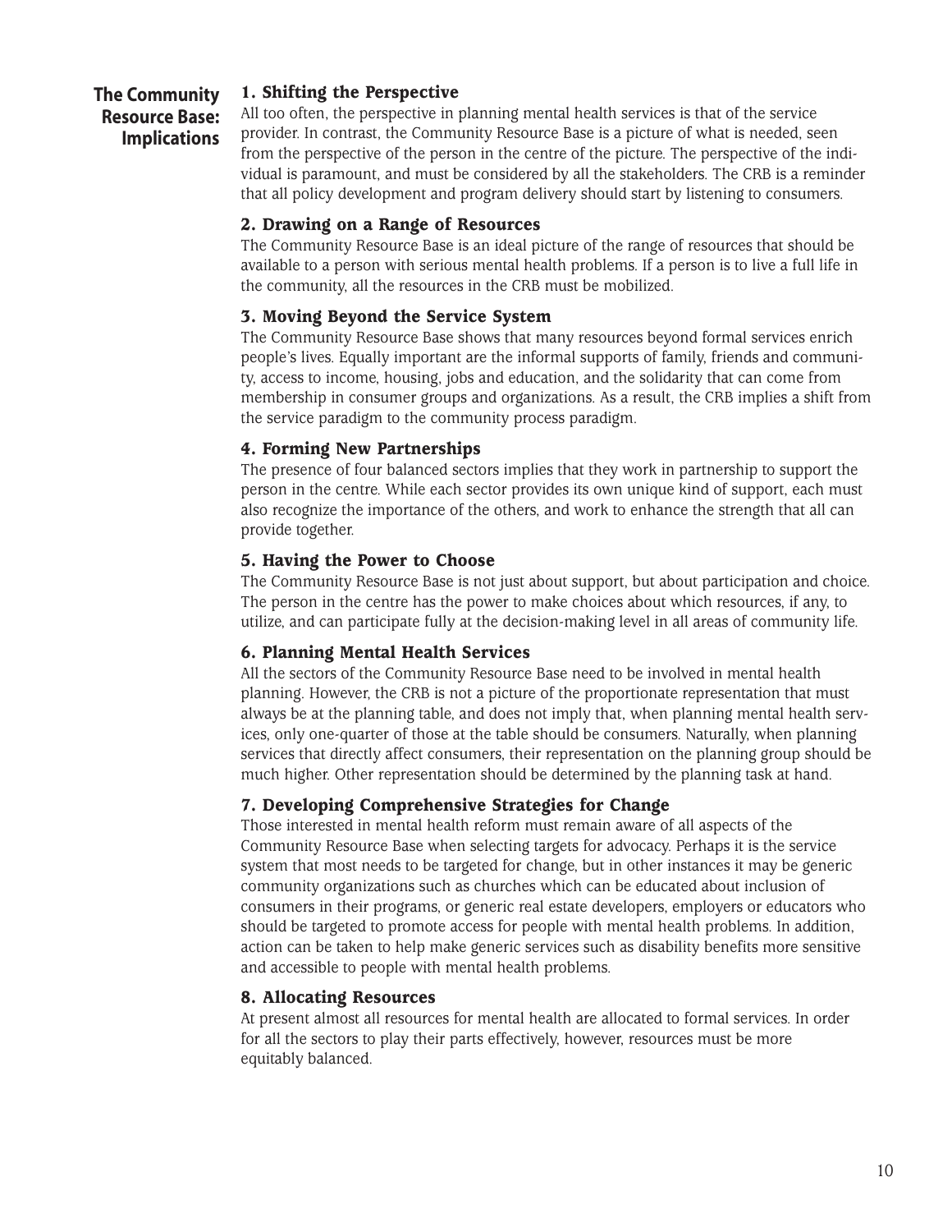## The Community Resource Base: Implications

### 1. Shifting the Perspective

All too often, the perspective in planning mental health services is that of the service provider. In contrast, the Community Resource Base is a picture of what is needed, seen from the perspective of the person in the centre of the picture. The perspective of the individual is paramount, and must be considered by all the stakeholders. The CRB is a reminder that all policy development and program delivery should start by listening to consumers.

### 2. Drawing on a Range of Resources

The Community Resource Base is an ideal picture of the range of resources that should be available to a person with serious mental health problems. If a person is to live a full life in the community, all the resources in the CRB must be mobilized.

### 3. Moving Beyond the Service System

The Community Resource Base shows that many resources beyond formal services enrich people's lives. Equally important are the informal supports of family, friends and community, access to income, housing, jobs and education, and the solidarity that can come from membership in consumer groups and organizations. As a result, the CRB implies a shift from the service paradigm to the community process paradigm.

### 4. Forming New Partnerships

The presence of four balanced sectors implies that they work in partnership to support the person in the centre. While each sector provides its own unique kind of support, each must also recognize the importance of the others, and work to enhance the strength that all can provide together.

### 5. Having the Power to Choose

The Community Resource Base is not just about support, but about participation and choice. The person in the centre has the power to make choices about which resources, if any, to utilize, and can participate fully at the decision-making level in all areas of community life.

### 6. Planning Mental Health Services

All the sectors of the Community Resource Base need to be involved in mental health planning. However, the CRB is not a picture of the proportionate representation that must always be at the planning table, and does not imply that, when planning mental health services, only one-quarter of those at the table should be consumers. Naturally, when planning services that directly affect consumers, their representation on the planning group should be much higher. Other representation should be determined by the planning task at hand.

### 7. Developing Comprehensive Strategies for Change

Those interested in mental health reform must remain aware of all aspects of the Community Resource Base when selecting targets for advocacy. Perhaps it is the service system that most needs to be targeted for change, but in other instances it may be generic community organizations such as churches which can be educated about inclusion of consumers in their programs, or generic real estate developers, employers or educators who should be targeted to promote access for people with mental health problems. In addition, action can be taken to help make generic services such as disability benefits more sensitive and accessible to people with mental health problems.

### 8. Allocating Resources

At present almost all resources for mental health are allocated to formal services. In order for all the sectors to play their parts effectively, however, resources must be more equitably balanced.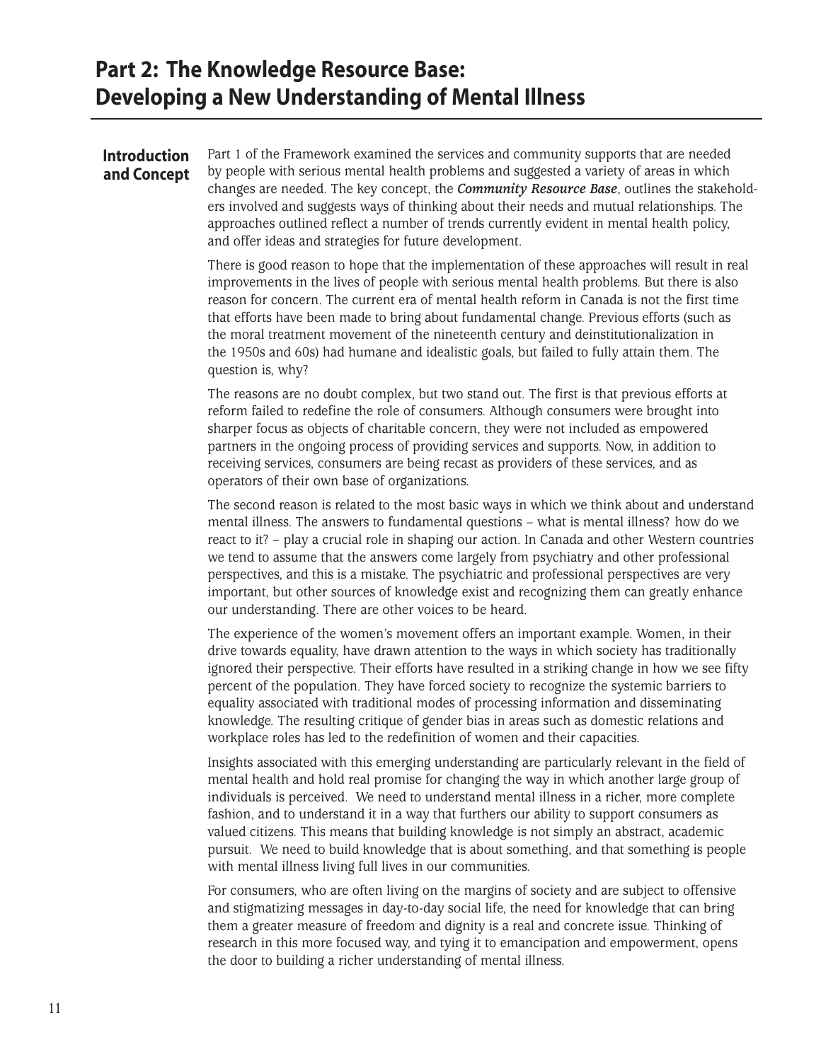# Part 2: The Knowledge Resource Base: Developing a New Understanding of Mental Illness

## Introduction and Concept

Part 1 of the Framework examined the services and community supports that are needed by people with serious mental health problems and suggested a variety of areas in which changes are needed. The key concept, the ***Community Resource Base***, outlines the stakeholders involved and suggests ways of thinking about their needs and mutual relationships. The approaches outlined reflect a number of trends currently evident in mental health policy, and offer ideas and strategies for future development.

There is good reason to hope that the implementation of these approaches will result in real improvements in the lives of people with serious mental health problems. But there is also reason for concern. The current era of mental health reform in Canada is not the first time that efforts have been made to bring about fundamental change. Previous efforts (such as the moral treatment movement of the nineteenth century and deinstitutionalization in the 1950s and 60s) had humane and idealistic goals, but failed to fully attain them. The question is, why?

The reasons are no doubt complex, but two stand out. The first is that previous efforts at reform failed to redefine the role of consumers. Although consumers were brought into sharper focus as objects of charitable concern, they were not included as empowered partners in the ongoing process of providing services and supports. Now, in addition to receiving services, consumers are being recast as providers of these services, and as operators of their own base of organizations.

The second reason is related to the most basic ways in which we think about and understand mental illness. The answers to fundamental questions – what is mental illness? how do we react to it? – play a crucial role in shaping our action. In Canada and other Western countries we tend to assume that the answers come largely from psychiatry and other professional perspectives, and this is a mistake. The psychiatric and professional perspectives are very important, but other sources of knowledge exist and recognizing them can greatly enhance our understanding. There are other voices to be heard.

The experience of the women's movement offers an important example. Women, in their drive towards equality, have drawn attention to the ways in which society has traditionally ignored their perspective. Their efforts have resulted in a striking change in how we see fifty percent of the population. They have forced society to recognize the systemic barriers to equality associated with traditional modes of processing information and disseminating knowledge. The resulting critique of gender bias in areas such as domestic relations and workplace roles has led to the redefinition of women and their capacities.

Insights associated with this emerging understanding are particularly relevant in the field of mental health and hold real promise for changing the way in which another large group of individuals is perceived. We need to understand mental illness in a richer, more complete fashion, and to understand it in a way that furthers our ability to support consumers as valued citizens. This means that building knowledge is not simply an abstract, academic pursuit. We need to build knowledge that is about something, and that something is people with mental illness living full lives in our communities.

For consumers, who are often living on the margins of society and are subject to offensive and stigmatizing messages in day-to-day social life, the need for knowledge that can bring them a greater measure of freedom and dignity is a real and concrete issue. Thinking of research in this more focused way, and tying it to emancipation and empowerment, opens the door to building a richer understanding of mental illness.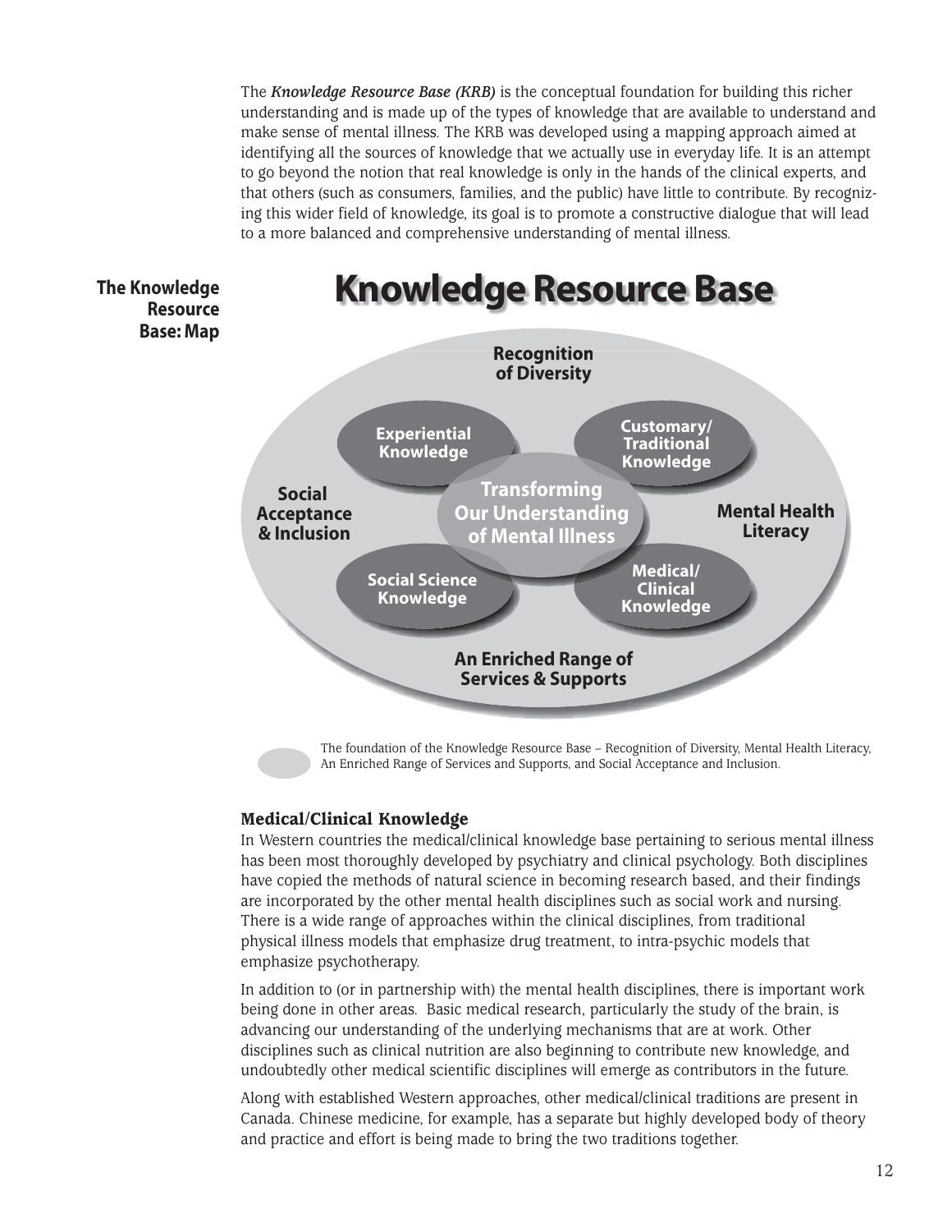The ***Knowledge Resource Base (KRB)*** is the conceptual foundation for building this richer understanding and is made up of the types of knowledge that are available to understand and make sense of mental illness. The KRB was developed using a mapping approach aimed at identifying all the sources of knowledge that we actually use in everyday life. It is an attempt to go beyond the notion that real knowledge is only in the hands of the clinical experts, and that others (such as consumers, families, and the public) have little to contribute. By recognizing this wider field of knowledge, its goal is to promote a constructive dialogue that will lead to a more balanced and comprehensive understanding of mental illness.

**The Knowledge Resource Base: Map**

# Knowledge Resource Base

Recognition of Diversity

Experiential Knowledge

Customary/ Traditional Knowledge

Social Acceptance & Inclusion

Transforming Our Understanding of Mental Illness

Mental Health Literacy

Social Science Knowledge

Medical/ Clinical Knowledge

An Enriched Range of Services & Supports

The foundation of the Knowledge Resource Base – Recognition of Diversity, Mental Health Literacy, An Enriched Range of Services and Supports, and Social Acceptance and Inclusion.

### Medical/Clinical Knowledge

In Western countries the medical/clinical knowledge base pertaining to serious mental illness has been most thoroughly developed by psychiatry and clinical psychology. Both disciplines have copied the methods of natural science in becoming research based, and their findings are incorporated by the other mental health disciplines such as social work and nursing. There is a wide range of approaches within the clinical disciplines, from traditional physical illness models that emphasize drug treatment, to intra-psychic models that emphasize psychotherapy.

In addition to (or in partnership with) the mental health disciplines, there is important work being done in other areas. Basic medical research, particularly the study of the brain, is advancing our understanding of the underlying mechanisms that are at work. Other disciplines such as clinical nutrition are also beginning to contribute new knowledge, and undoubtedly other medical scientific disciplines will emerge as contributors in the future.

Along with established Western approaches, other medical/clinical traditions are present in Canada. Chinese medicine, for example, has a separate but highly developed body of theory and practice and effort is being made to bring the two traditions together.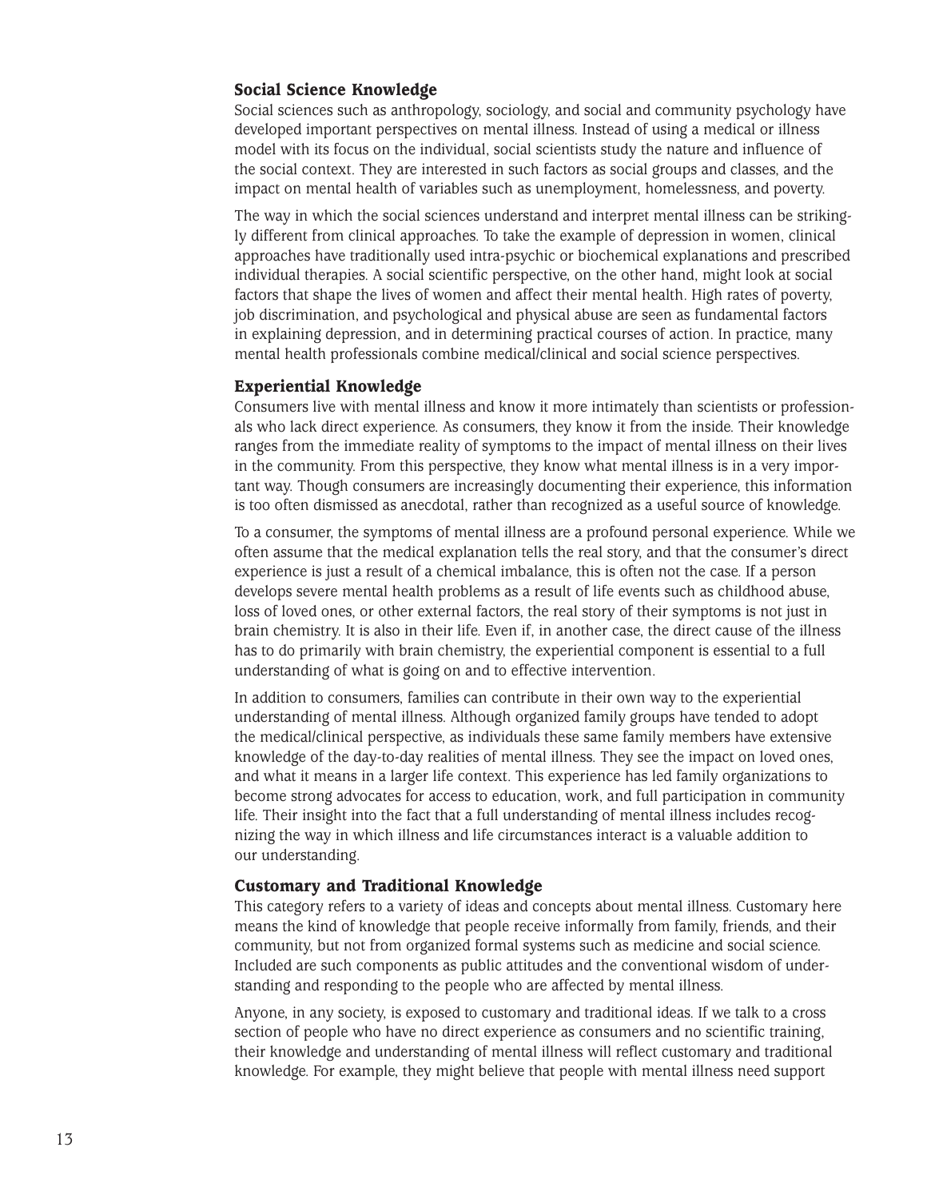### Social Science Knowledge

Social sciences such as anthropology, sociology, and social and community psychology have developed important perspectives on mental illness. Instead of using a medical or illness model with its focus on the individual, social scientists study the nature and influence of the social context. They are interested in such factors as social groups and classes, and the impact on mental health of variables such as unemployment, homelessness, and poverty.

The way in which the social sciences understand and interpret mental illness can be strikingly different from clinical approaches. To take the example of depression in women, clinical approaches have traditionally used intra-psychic or biochemical explanations and prescribed individual therapies. A social scientific perspective, on the other hand, might look at social factors that shape the lives of women and affect their mental health. High rates of poverty, job discrimination, and psychological and physical abuse are seen as fundamental factors in explaining depression, and in determining practical courses of action. In practice, many mental health professionals combine medical/clinical and social science perspectives.

### Experiential Knowledge

Consumers live with mental illness and know it more intimately than scientists or professionals who lack direct experience. As consumers, they know it from the inside. Their knowledge ranges from the immediate reality of symptoms to the impact of mental illness on their lives in the community. From this perspective, they know what mental illness is in a very important way. Though consumers are increasingly documenting their experience, this information is too often dismissed as anecdotal, rather than recognized as a useful source of knowledge.

To a consumer, the symptoms of mental illness are a profound personal experience. While we often assume that the medical explanation tells the real story, and that the consumer's direct experience is just a result of a chemical imbalance, this is often not the case. If a person develops severe mental health problems as a result of life events such as childhood abuse, loss of loved ones, or other external factors, the real story of their symptoms is not just in brain chemistry. It is also in their life. Even if, in another case, the direct cause of the illness has to do primarily with brain chemistry, the experiential component is essential to a full understanding of what is going on and to effective intervention.

In addition to consumers, families can contribute in their own way to the experiential understanding of mental illness. Although organized family groups have tended to adopt the medical/clinical perspective, as individuals these same family members have extensive knowledge of the day-to-day realities of mental illness. They see the impact on loved ones, and what it means in a larger life context. This experience has led family organizations to become strong advocates for access to education, work, and full participation in community life. Their insight into the fact that a full understanding of mental illness includes recognizing the way in which illness and life circumstances interact is a valuable addition to our understanding.

### Customary and Traditional Knowledge

This category refers to a variety of ideas and concepts about mental illness. Customary here means the kind of knowledge that people receive informally from family, friends, and their community, but not from organized formal systems such as medicine and social science. Included are such components as public attitudes and the conventional wisdom of understanding and responding to the people who are affected by mental illness.

Anyone, in any society, is exposed to customary and traditional ideas. If we talk to a cross section of people who have no direct experience as consumers and no scientific training, their knowledge and understanding of mental illness will reflect customary and traditional knowledge. For example, they might believe that people with mental illness need support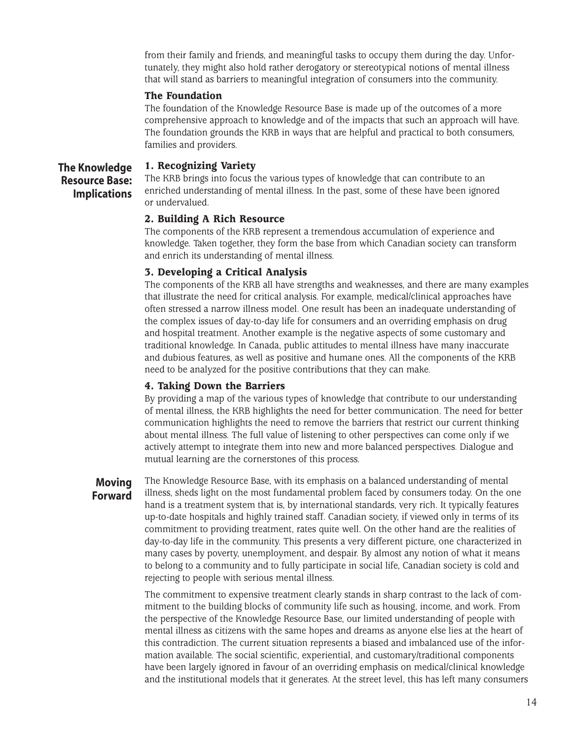from their family and friends, and meaningful tasks to occupy them during the day. Unfortunately, they might also hold rather derogatory or stereotypical notions of mental illness that will stand as barriers to meaningful integration of consumers into the community.

### The Foundation

The foundation of the Knowledge Resource Base is made up of the outcomes of a more comprehensive approach to knowledge and of the impacts that such an approach will have. The foundation grounds the KRB in ways that are helpful and practical to both consumers, families and providers.

## The Knowledge Resource Base: Implications

### 1. Recognizing Variety

The KRB brings into focus the various types of knowledge that can contribute to an enriched understanding of mental illness. In the past, some of these have been ignored or undervalued.

### 2. Building A Rich Resource

The components of the KRB represent a tremendous accumulation of experience and knowledge. Taken together, they form the base from which Canadian society can transform and enrich its understanding of mental illness.

### 3. Developing a Critical Analysis

The components of the KRB all have strengths and weaknesses, and there are many examples that illustrate the need for critical analysis. For example, medical/clinical approaches have often stressed a narrow illness model. One result has been an inadequate understanding of the complex issues of day-to-day life for consumers and an overriding emphasis on drug and hospital treatment. Another example is the negative aspects of some customary and traditional knowledge. In Canada, public attitudes to mental illness have many inaccurate and dubious features, as well as positive and humane ones. All the components of the KRB need to be analyzed for the positive contributions that they can make.

### 4. Taking Down the Barriers

By providing a map of the various types of knowledge that contribute to our understanding of mental illness, the KRB highlights the need for better communication. The need for better communication highlights the need to remove the barriers that restrict our current thinking about mental illness. The full value of listening to other perspectives can come only if we actively attempt to integrate them into new and more balanced perspectives. Dialogue and mutual learning are the cornerstones of this process.

## Moving Forward

The Knowledge Resource Base, with its emphasis on a balanced understanding of mental illness, sheds light on the most fundamental problem faced by consumers today. On the one hand is a treatment system that is, by international standards, very rich. It typically features up-to-date hospitals and highly trained staff. Canadian society, if viewed only in terms of its commitment to providing treatment, rates quite well. On the other hand are the realities of day-to-day life in the community. This presents a very different picture, one characterized in many cases by poverty, unemployment, and despair. By almost any notion of what it means to belong to a community and to fully participate in social life, Canadian society is cold and rejecting to people with serious mental illness.

The commitment to expensive treatment clearly stands in sharp contrast to the lack of commitment to the building blocks of community life such as housing, income, and work. From the perspective of the Knowledge Resource Base, our limited understanding of people with mental illness as citizens with the same hopes and dreams as anyone else lies at the heart of this contradiction. The current situation represents a biased and imbalanced use of the information available. The social scientific, experiential, and customary/traditional components have been largely ignored in favour of an overriding emphasis on medical/clinical knowledge and the institutional models that it generates. At the street level, this has left many consumers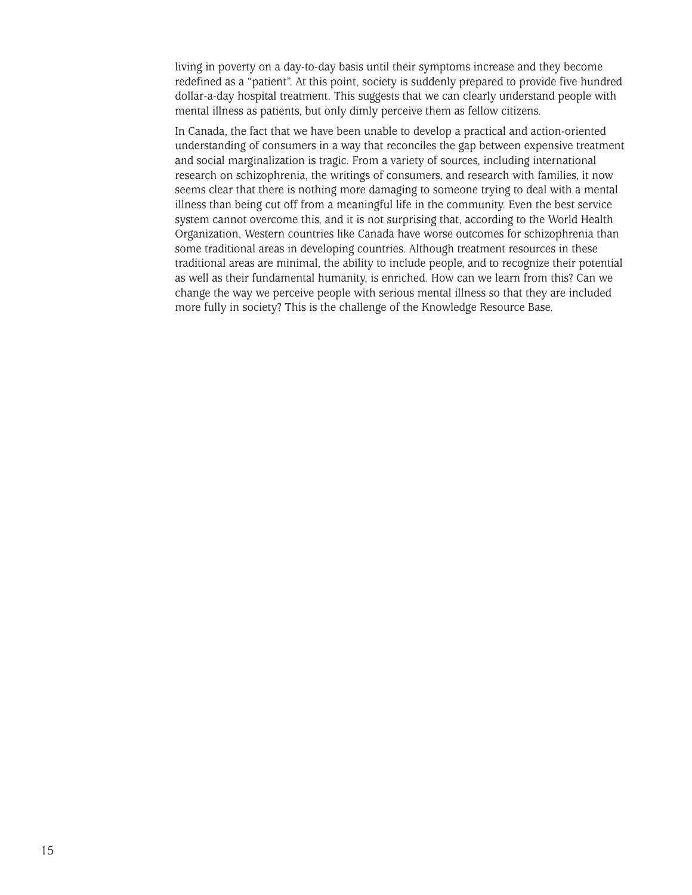living in poverty on a day-to-day basis until their symptoms increase and they become redefined as a "patient". At this point, society is suddenly prepared to provide five hundred dollar-a-day hospital treatment. This suggests that we can clearly understand people with mental illness as patients, but only dimly perceive them as fellow citizens.

In Canada, the fact that we have been unable to develop a practical and action-oriented understanding of consumers in a way that reconciles the gap between expensive treatment and social marginalization is tragic. From a variety of sources, including international research on schizophrenia, the writings of consumers, and research with families, it now seems clear that there is nothing more damaging to someone trying to deal with a mental illness than being cut off from a meaningful life in the community. Even the best service system cannot overcome this, and it is not surprising that, according to the World Health Organization, Western countries like Canada have worse outcomes for schizophrenia than some traditional areas in developing countries. Although treatment resources in these traditional areas are minimal, the ability to include people, and to recognize their potential as well as their fundamental humanity, is enriched. How can we learn from this? Can we change the way we perceive people with serious mental illness so that they are included more fully in society? This is the challenge of the Knowledge Resource Base.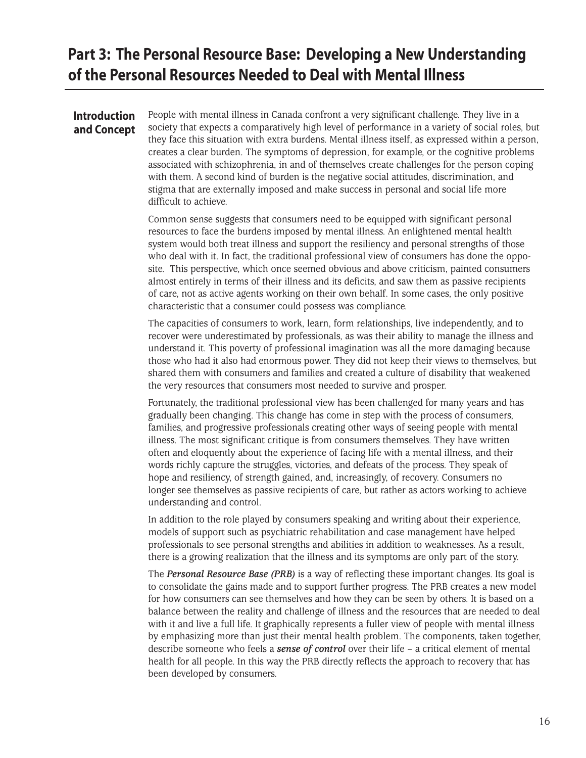# Part 3: The Personal Resource Base: Developing a New Understanding of the Personal Resources Needed to Deal with Mental Illness

## Introduction and Concept

People with mental illness in Canada confront a very significant challenge. They live in a society that expects a comparatively high level of performance in a variety of social roles, but they face this situation with extra burdens. Mental illness itself, as expressed within a person, creates a clear burden. The symptoms of depression, for example, or the cognitive problems associated with schizophrenia, in and of themselves create challenges for the person coping with them. A second kind of burden is the negative social attitudes, discrimination, and stigma that are externally imposed and make success in personal and social life more difficult to achieve.

Common sense suggests that consumers need to be equipped with significant personal resources to face the burdens imposed by mental illness. An enlightened mental health system would both treat illness and support the resiliency and personal strengths of those who deal with it. In fact, the traditional professional view of consumers has done the opposite. This perspective, which once seemed obvious and above criticism, painted consumers almost entirely in terms of their illness and its deficits, and saw them as passive recipients of care, not as active agents working on their own behalf. In some cases, the only positive characteristic that a consumer could possess was compliance.

The capacities of consumers to work, learn, form relationships, live independently, and to recover were underestimated by professionals, as was their ability to manage the illness and understand it. This poverty of professional imagination was all the more damaging because those who had it also had enormous power. They did not keep their views to themselves, but shared them with consumers and families and created a culture of disability that weakened the very resources that consumers most needed to survive and prosper.

Fortunately, the traditional professional view has been challenged for many years and has gradually been changing. This change has come in step with the process of consumers, families, and progressive professionals creating other ways of seeing people with mental illness. The most significant critique is from consumers themselves. They have written often and eloquently about the experience of facing life with a mental illness, and their words richly capture the struggles, victories, and defeats of the process. They speak of hope and resiliency, of strength gained, and, increasingly, of recovery. Consumers no longer see themselves as passive recipients of care, but rather as actors working to achieve understanding and control.

In addition to the role played by consumers speaking and writing about their experience, models of support such as psychiatric rehabilitation and case management have helped professionals to see personal strengths and abilities in addition to weaknesses. As a result, there is a growing realization that the illness and its symptoms are only part of the story.

The ***Personal Resource Base (PRB)*** is a way of reflecting these important changes. Its goal is to consolidate the gains made and to support further progress. The PRB creates a new model for how consumers can see themselves and how they can be seen by others. It is based on a balance between the reality and challenge of illness and the resources that are needed to deal with it and live a full life. It graphically represents a fuller view of people with mental illness by emphasizing more than just their mental health problem. The components, taken together, describe someone who feels a ***sense of control*** over their life – a critical element of mental health for all people. In this way the PRB directly reflects the approach to recovery that has been developed by consumers.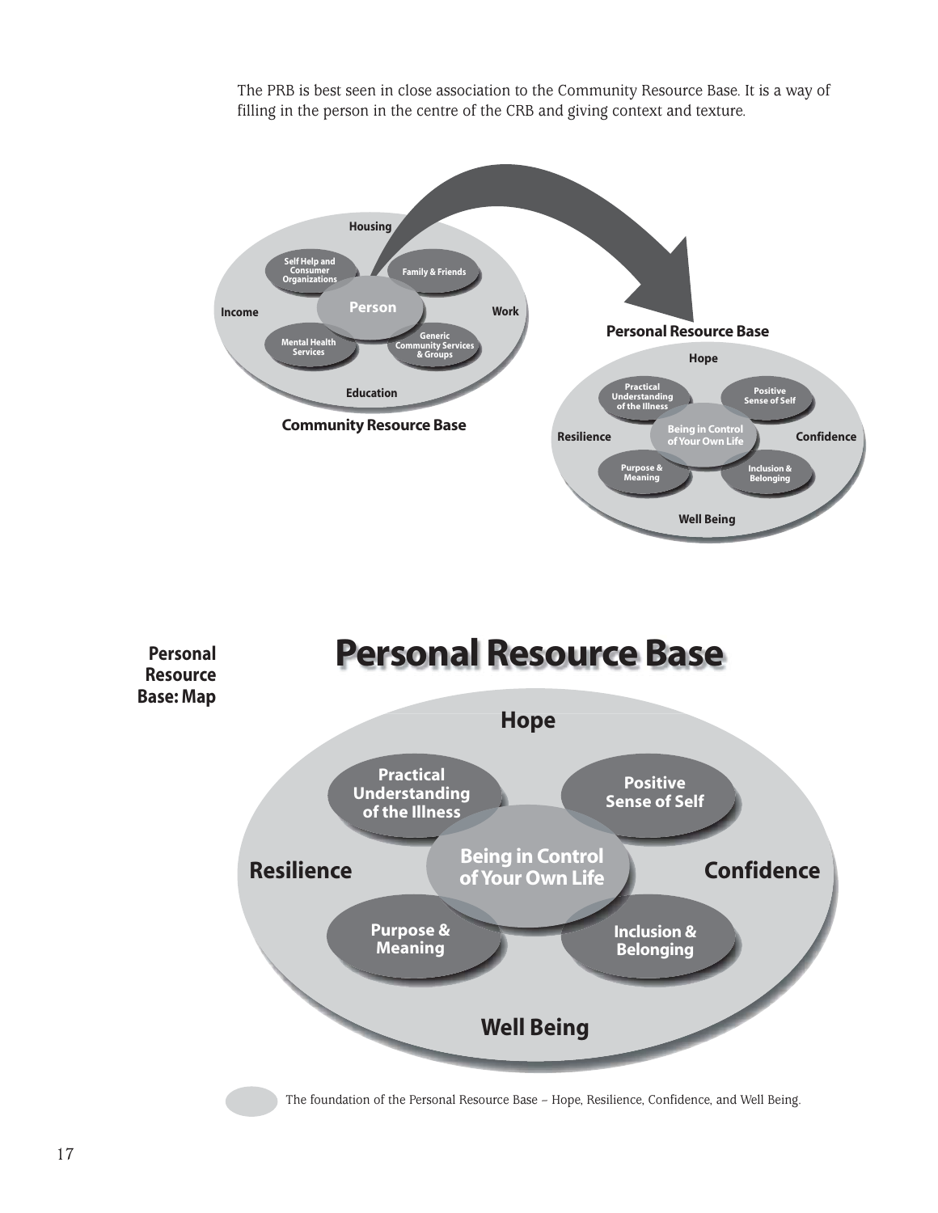The PRB is best seen in close association to the Community Resource Base. It is a way of filling in the person in the centre of the CRB and giving context and texture.

Housing

Self Help and Consumer Organizations

Family & Friends

Income

Person

Work

Mental Health Services

Generic Community Services & Groups

Education

**Community Resource Base**

**Personal Resource Base**

Hope

Practical Understanding of the Illness

Positive Sense of Self

Resilience

Being in Control of Your Own Life

Confidence

Purpose & Meaning

Inclusion & Belonging

Well Being

**Personal Resource Base: Map**

# Personal Resource Base

**Hope**

**Practical Understanding of the Illness**

**Positive Sense of Self**

**Resilience**

**Being in Control of Your Own Life**

**Confidence**

**Purpose & Meaning**

**Inclusion & Belonging**

**Well Being**

The foundation of the Personal Resource Base – Hope, Resilience, Confidence, and Well Being.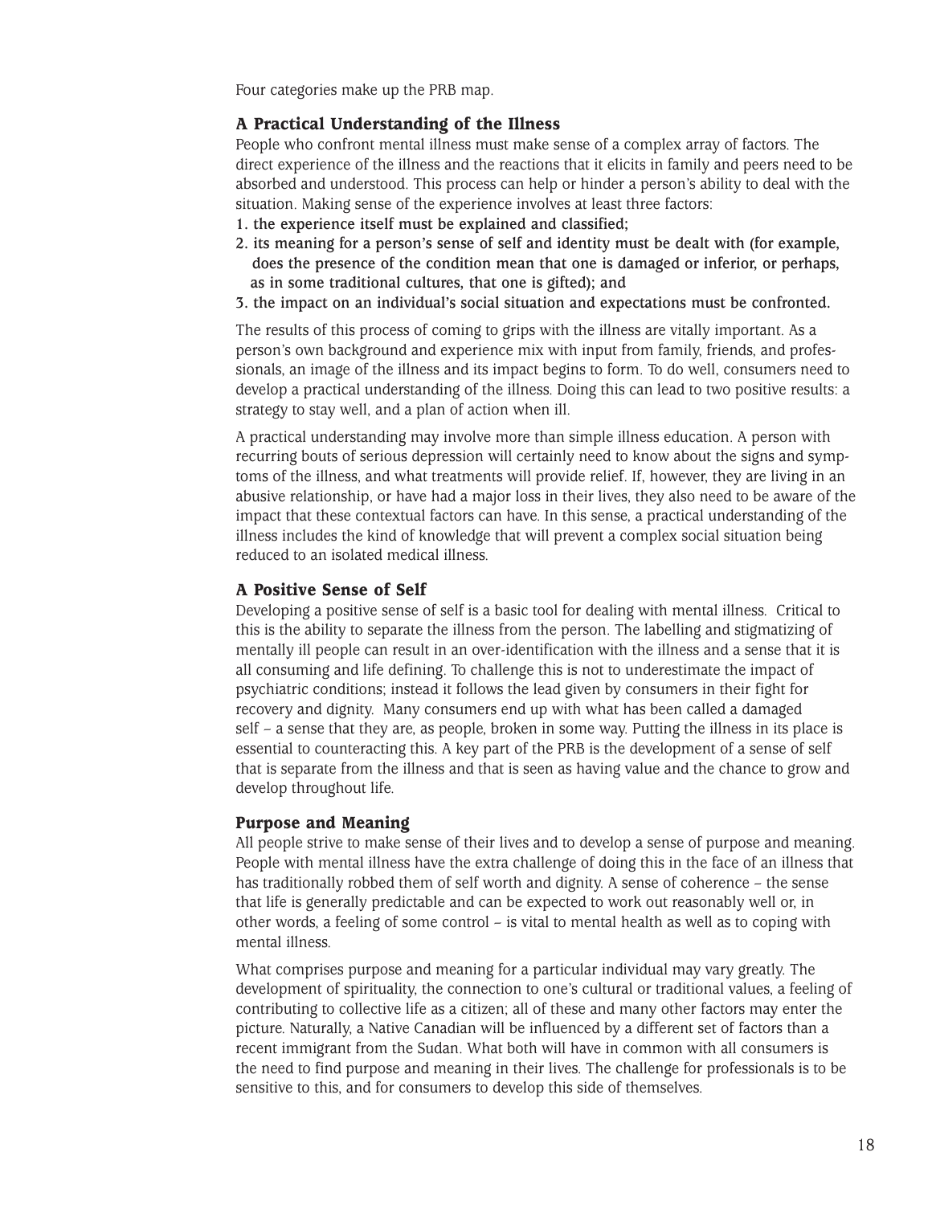Four categories make up the PRB map.

### A Practical Understanding of the Illness

People who confront mental illness must make sense of a complex array of factors. The direct experience of the illness and the reactions that it elicits in family and peers need to be absorbed and understood. This process can help or hinder a person's ability to deal with the situation. Making sense of the experience involves at least three factors:

1. **the experience itself must be explained and classified;**
2. **its meaning for a person's sense of self and identity must be dealt with (for example, does the presence of the condition mean that one is damaged or inferior, or perhaps, as in some traditional cultures, that one is gifted); and**
3. **the impact on an individual's social situation and expectations must be confronted.**

The results of this process of coming to grips with the illness are vitally important. As a person's own background and experience mix with input from family, friends, and professionals, an image of the illness and its impact begins to form. To do well, consumers need to develop a practical understanding of the illness. Doing this can lead to two positive results: a strategy to stay well, and a plan of action when ill.

A practical understanding may involve more than simple illness education. A person with recurring bouts of serious depression will certainly need to know about the signs and symptoms of the illness, and what treatments will provide relief. If, however, they are living in an abusive relationship, or have had a major loss in their lives, they also need to be aware of the impact that these contextual factors can have. In this sense, a practical understanding of the illness includes the kind of knowledge that will prevent a complex social situation being reduced to an isolated medical illness.

### A Positive Sense of Self

Developing a positive sense of self is a basic tool for dealing with mental illness. Critical to this is the ability to separate the illness from the person. The labelling and stigmatizing of mentally ill people can result in an over-identification with the illness and a sense that it is all consuming and life defining. To challenge this is not to underestimate the impact of psychiatric conditions; instead it follows the lead given by consumers in their fight for recovery and dignity. Many consumers end up with what has been called a damaged self – a sense that they are, as people, broken in some way. Putting the illness in its place is essential to counteracting this. A key part of the PRB is the development of a sense of self that is separate from the illness and that is seen as having value and the chance to grow and develop throughout life.

### Purpose and Meaning

All people strive to make sense of their lives and to develop a sense of purpose and meaning. People with mental illness have the extra challenge of doing this in the face of an illness that has traditionally robbed them of self worth and dignity. A sense of coherence – the sense that life is generally predictable and can be expected to work out reasonably well or, in other words, a feeling of some control – is vital to mental health as well as to coping with mental illness.

What comprises purpose and meaning for a particular individual may vary greatly. The development of spirituality, the connection to one's cultural or traditional values, a feeling of contributing to collective life as a citizen; all of these and many other factors may enter the picture. Naturally, a Native Canadian will be influenced by a different set of factors than a recent immigrant from the Sudan. What both will have in common with all consumers is the need to find purpose and meaning in their lives. The challenge for professionals is to be sensitive to this, and for consumers to develop this side of themselves.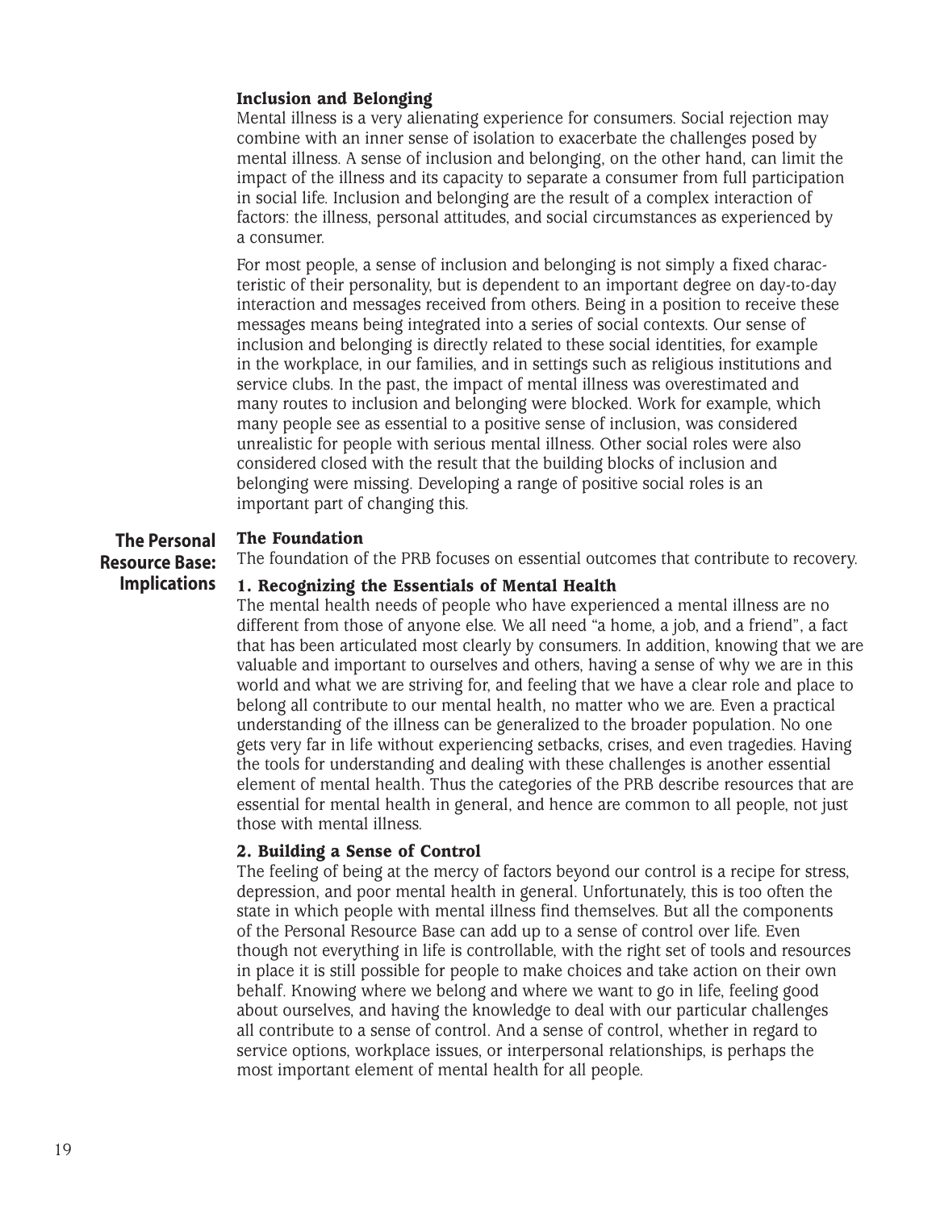### Inclusion and Belonging

Mental illness is a very alienating experience for consumers. Social rejection may combine with an inner sense of isolation to exacerbate the challenges posed by mental illness. A sense of inclusion and belonging, on the other hand, can limit the impact of the illness and its capacity to separate a consumer from full participation in social life. Inclusion and belonging are the result of a complex interaction of factors: the illness, personal attitudes, and social circumstances as experienced by a consumer.

For most people, a sense of inclusion and belonging is not simply a fixed characteristic of their personality, but is dependent to an important degree on day-to-day interaction and messages received from others. Being in a position to receive these messages means being integrated into a series of social contexts. Our sense of inclusion and belonging is directly related to these social identities, for example in the workplace, in our families, and in settings such as religious institutions and service clubs. In the past, the impact of mental illness was overestimated and many routes to inclusion and belonging were blocked. Work for example, which many people see as essential to a positive sense of inclusion, was considered unrealistic for people with serious mental illness. Other social roles were also considered closed with the result that the building blocks of inclusion and belonging were missing. Developing a range of positive social roles is an important part of changing this.

## The Personal Resource Base: Implications

### The Foundation

The foundation of the PRB focuses on essential outcomes that contribute to recovery.

### 1. Recognizing the Essentials of Mental Health

The mental health needs of people who have experienced a mental illness are no different from those of anyone else. We all need "a home, a job, and a friend", a fact that has been articulated most clearly by consumers. In addition, knowing that we are valuable and important to ourselves and others, having a sense of why we are in this world and what we are striving for, and feeling that we have a clear role and place to belong all contribute to our mental health, no matter who we are. Even a practical understanding of the illness can be generalized to the broader population. No one gets very far in life without experiencing setbacks, crises, and even tragedies. Having the tools for understanding and dealing with these challenges is another essential element of mental health. Thus the categories of the PRB describe resources that are essential for mental health in general, and hence are common to all people, not just those with mental illness.

### 2. Building a Sense of Control

The feeling of being at the mercy of factors beyond our control is a recipe for stress, depression, and poor mental health in general. Unfortunately, this is too often the state in which people with mental illness find themselves. But all the components of the Personal Resource Base can add up to a sense of control over life. Even though not everything in life is controllable, with the right set of tools and resources in place it is still possible for people to make choices and take action on their own behalf. Knowing where we belong and where we want to go in life, feeling good about ourselves, and having the knowledge to deal with our particular challenges all contribute to a sense of control. And a sense of control, whether in regard to service options, workplace issues, or interpersonal relationships, is perhaps the most important element of mental health for all people.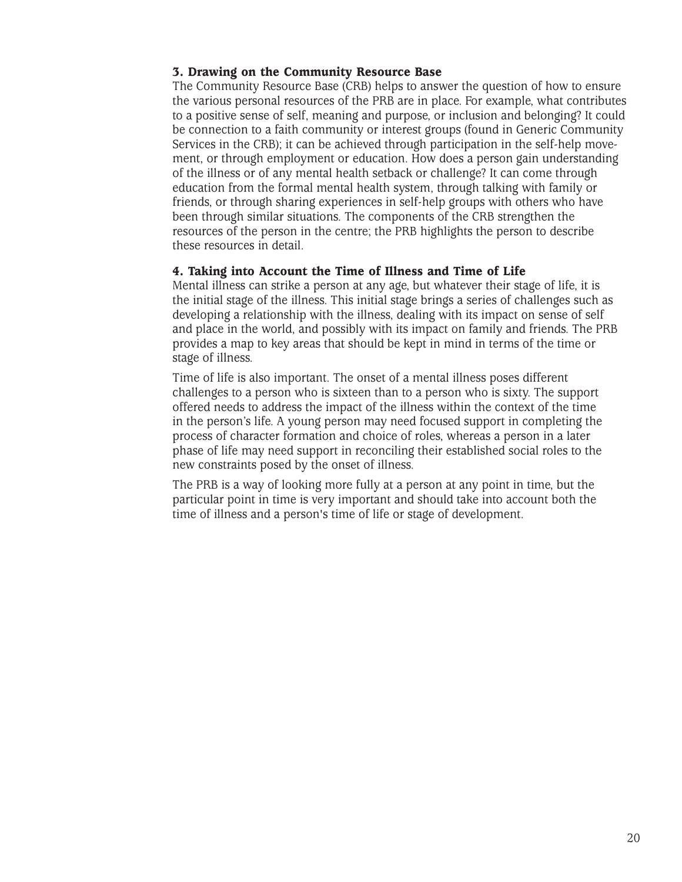### 3. Drawing on the Community Resource Base

The Community Resource Base (CRB) helps to answer the question of how to ensure the various personal resources of the PRB are in place. For example, what contributes to a positive sense of self, meaning and purpose, or inclusion and belonging? It could be connection to a faith community or interest groups (found in Generic Community Services in the CRB); it can be achieved through participation in the self-help movement, or through employment or education. How does a person gain understanding of the illness or of any mental health setback or challenge? It can come through education from the formal mental health system, through talking with family or friends, or through sharing experiences in self-help groups with others who have been through similar situations. The components of the CRB strengthen the resources of the person in the centre; the PRB highlights the person to describe these resources in detail.

### 4. Taking into Account the Time of Illness and Time of Life

Mental illness can strike a person at any age, but whatever their stage of life, it is the initial stage of the illness. This initial stage brings a series of challenges such as developing a relationship with the illness, dealing with its impact on sense of self and place in the world, and possibly with its impact on family and friends. The PRB provides a map to key areas that should be kept in mind in terms of the time or stage of illness.

Time of life is also important. The onset of a mental illness poses different challenges to a person who is sixteen than to a person who is sixty. The support offered needs to address the impact of the illness within the context of the time in the person's life. A young person may need focused support in completing the process of character formation and choice of roles, whereas a person in a later phase of life may need support in reconciling their established social roles to the new constraints posed by the onset of illness.

The PRB is a way of looking more fully at a person at any point in time, but the particular point in time is very important and should take into account both the time of illness and a person's time of life or stage of development.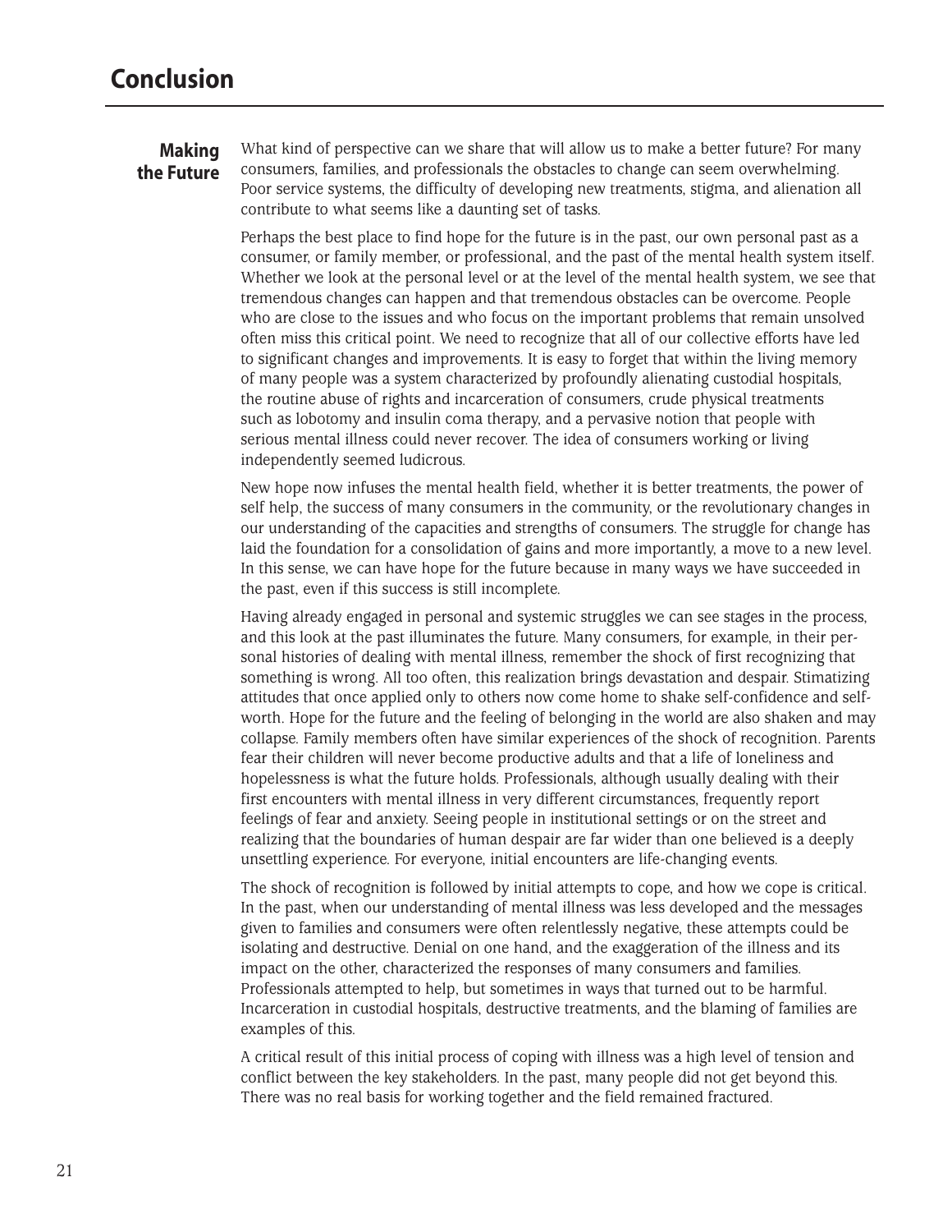# Conclusion

## Making the Future

What kind of perspective can we share that will allow us to make a better future? For many consumers, families, and professionals the obstacles to change can seem overwhelming. Poor service systems, the difficulty of developing new treatments, stigma, and alienation all contribute to what seems like a daunting set of tasks.

Perhaps the best place to find hope for the future is in the past, our own personal past as a consumer, or family member, or professional, and the past of the mental health system itself. Whether we look at the personal level or at the level of the mental health system, we see that tremendous changes can happen and that tremendous obstacles can be overcome. People who are close to the issues and who focus on the important problems that remain unsolved often miss this critical point. We need to recognize that all of our collective efforts have led to significant changes and improvements. It is easy to forget that within the living memory of many people was a system characterized by profoundly alienating custodial hospitals, the routine abuse of rights and incarceration of consumers, crude physical treatments such as lobotomy and insulin coma therapy, and a pervasive notion that people with serious mental illness could never recover. The idea of consumers working or living independently seemed ludicrous.

New hope now infuses the mental health field, whether it is better treatments, the power of self help, the success of many consumers in the community, or the revolutionary changes in our understanding of the capacities and strengths of consumers. The struggle for change has laid the foundation for a consolidation of gains and more importantly, a move to a new level. In this sense, we can have hope for the future because in many ways we have succeeded in the past, even if this success is still incomplete.

Having already engaged in personal and systemic struggles we can see stages in the process, and this look at the past illuminates the future. Many consumers, for example, in their personal histories of dealing with mental illness, remember the shock of first recognizing that something is wrong. All too often, this realization brings devastation and despair. Stimatizing attitudes that once applied only to others now come home to shake self-confidence and self-worth. Hope for the future and the feeling of belonging in the world are also shaken and may collapse. Family members often have similar experiences of the shock of recognition. Parents fear their children will never become productive adults and that a life of loneliness and hopelessness is what the future holds. Professionals, although usually dealing with their first encounters with mental illness in very different circumstances, frequently report feelings of fear and anxiety. Seeing people in institutional settings or on the street and realizing that the boundaries of human despair are far wider than one believed is a deeply unsettling experience. For everyone, initial encounters are life-changing events.

The shock of recognition is followed by initial attempts to cope, and how we cope is critical. In the past, when our understanding of mental illness was less developed and the messages given to families and consumers were often relentlessly negative, these attempts could be isolating and destructive. Denial on one hand, and the exaggeration of the illness and its impact on the other, characterized the responses of many consumers and families. Professionals attempted to help, but sometimes in ways that turned out to be harmful. Incarceration in custodial hospitals, destructive treatments, and the blaming of families are examples of this.

A critical result of this initial process of coping with illness was a high level of tension and conflict between the key stakeholders. In the past, many people did not get beyond this. There was no real basis for working together and the field remained fractured.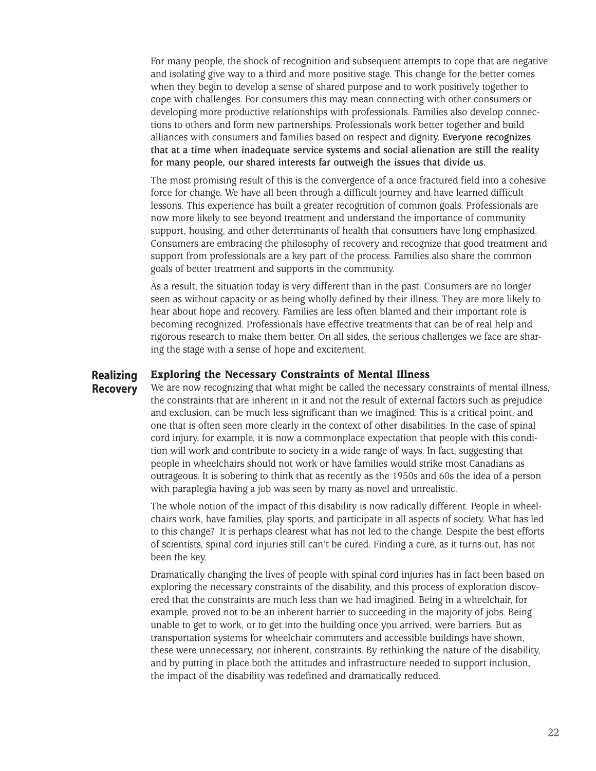For many people, the shock of recognition and subsequent attempts to cope that are negative and isolating give way to a third and more positive stage. This change for the better comes when they begin to develop a sense of shared purpose and to work positively together to cope with challenges. For consumers this may mean connecting with other consumers or developing more productive relationships with professionals. Families also develop connections to others and form new partnerships. Professionals work better together and build alliances with consumers and families based on respect and dignity. **Everyone recognizes that at a time when inadequate service systems and social alienation are still the reality for many people, our shared interests far outweigh the issues that divide us.**

The most promising result of this is the convergence of a once fractured field into a cohesive force for change. We have all been through a difficult journey and have learned difficult lessons. This experience has built a greater recognition of common goals. Professionals are now more likely to see beyond treatment and understand the importance of community support, housing, and other determinants of health that consumers have long emphasized. Consumers are embracing the philosophy of recovery and recognize that good treatment and support from professionals are a key part of the process. Families also share the common goals of better treatment and supports in the community.

As a result, the situation today is very different than in the past. Consumers are no longer seen as without capacity or as being wholly defined by their illness. They are more likely to hear about hope and recovery. Families are less often blamed and their important role is becoming recognized. Professionals have effective treatments that can be of real help and rigorous research to make them better. On all sides, the serious challenges we face are sharing the stage with a sense of hope and excitement.

## Realizing Recovery

### Exploring the Necessary Constraints of Mental Illness

We are now recognizing that what might be called the necessary constraints of mental illness, the constraints that are inherent in it and not the result of external factors such as prejudice and exclusion, can be much less significant than we imagined. This is a critical point, and one that is often seen more clearly in the context of other disabilities. In the case of spinal cord injury, for example, it is now a commonplace expectation that people with this condition will work and contribute to society in a wide range of ways. In fact, suggesting that people in wheelchairs should not work or have families would strike most Canadians as outrageous. It is sobering to think that as recently as the 1950s and 60s the idea of a person with paraplegia having a job was seen by many as novel and unrealistic.

The whole notion of the impact of this disability is now radically different. People in wheelchairs work, have families, play sports, and participate in all aspects of society. What has led to this change? It is perhaps clearest what has not led to the change. Despite the best efforts of scientists, spinal cord injuries still can't be cured. Finding a cure, as it turns out, has not been the key.

Dramatically changing the lives of people with spinal cord injuries has in fact been based on exploring the necessary constraints of the disability, and this process of exploration discovered that the constraints are much less than we had imagined. Being in a wheelchair, for example, proved not to be an inherent barrier to succeeding in the majority of jobs. Being unable to get to work, or to get into the building once you arrived, were barriers. But as transportation systems for wheelchair commuters and accessible buildings have shown, these were unnecessary, not inherent, constraints. By rethinking the nature of the disability, and by putting in place both the attitudes and infrastructure needed to support inclusion, the impact of the disability was redefined and dramatically reduced.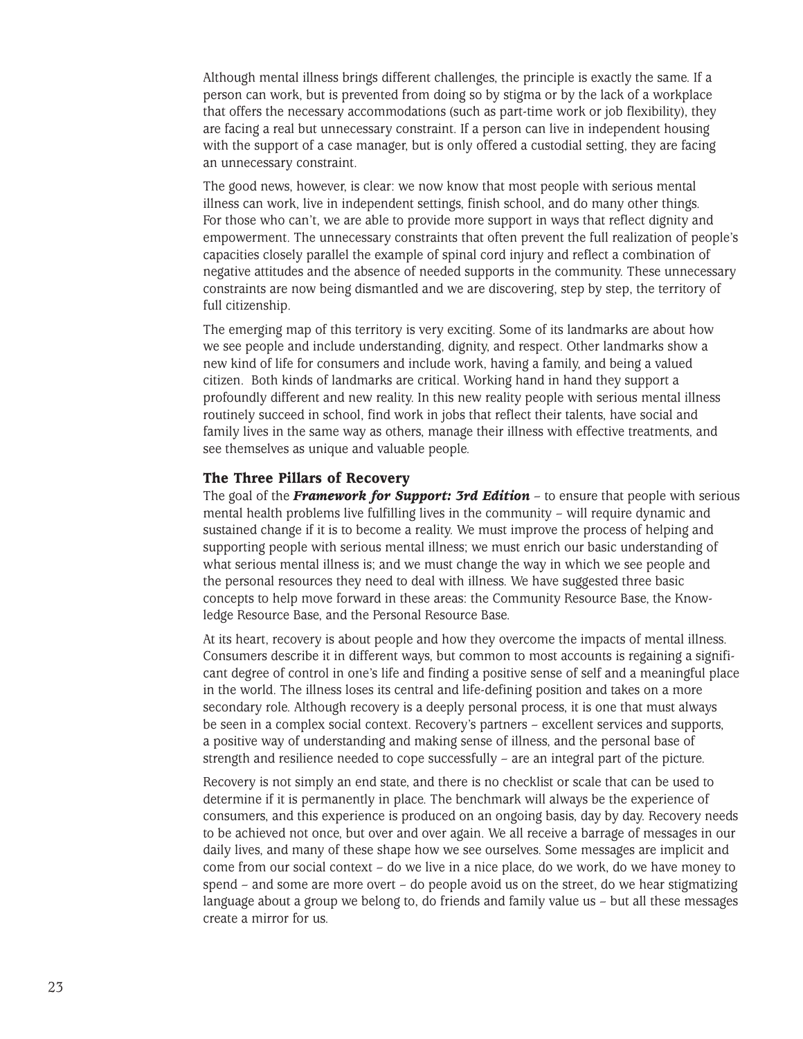Although mental illness brings different challenges, the principle is exactly the same. If a person can work, but is prevented from doing so by stigma or by the lack of a workplace that offers the necessary accommodations (such as part-time work or job flexibility), they are facing a real but unnecessary constraint. If a person can live in independent housing with the support of a case manager, but is only offered a custodial setting, they are facing an unnecessary constraint.

The good news, however, is clear: we now know that most people with serious mental illness can work, live in independent settings, finish school, and do many other things. For those who can't, we are able to provide more support in ways that reflect dignity and empowerment. The unnecessary constraints that often prevent the full realization of people's capacities closely parallel the example of spinal cord injury and reflect a combination of negative attitudes and the absence of needed supports in the community. These unnecessary constraints are now being dismantled and we are discovering, step by step, the territory of full citizenship.

The emerging map of this territory is very exciting. Some of its landmarks are about how we see people and include understanding, dignity, and respect. Other landmarks show a new kind of life for consumers and include work, having a family, and being a valued citizen. Both kinds of landmarks are critical. Working hand in hand they support a profoundly different and new reality. In this new reality people with serious mental illness routinely succeed in school, find work in jobs that reflect their talents, have social and family lives in the same way as others, manage their illness with effective treatments, and see themselves as unique and valuable people.

### The Three Pillars of Recovery

The goal of the ***Framework for Support: 3rd Edition*** – to ensure that people with serious mental health problems live fulfilling lives in the community – will require dynamic and sustained change if it is to become a reality. We must improve the process of helping and supporting people with serious mental illness; we must enrich our basic understanding of what serious mental illness is; and we must change the way in which we see people and the personal resources they need to deal with illness. We have suggested three basic concepts to help move forward in these areas: the Community Resource Base, the Knowledge Resource Base, and the Personal Resource Base.

At its heart, recovery is about people and how they overcome the impacts of mental illness. Consumers describe it in different ways, but common to most accounts is regaining a significant degree of control in one's life and finding a positive sense of self and a meaningful place in the world. The illness loses its central and life-defining position and takes on a more secondary role. Although recovery is a deeply personal process, it is one that must always be seen in a complex social context. Recovery's partners – excellent services and supports, a positive way of understanding and making sense of illness, and the personal base of strength and resilience needed to cope successfully – are an integral part of the picture.

Recovery is not simply an end state, and there is no checklist or scale that can be used to determine if it is permanently in place. The benchmark will always be the experience of consumers, and this experience is produced on an ongoing basis, day by day. Recovery needs to be achieved not once, but over and over again. We all receive a barrage of messages in our daily lives, and many of these shape how we see ourselves. Some messages are implicit and come from our social context – do we live in a nice place, do we work, do we have money to spend – and some are more overt – do people avoid us on the street, do we hear stigmatizing language about a group we belong to, do friends and family value us – but all these messages create a mirror for us.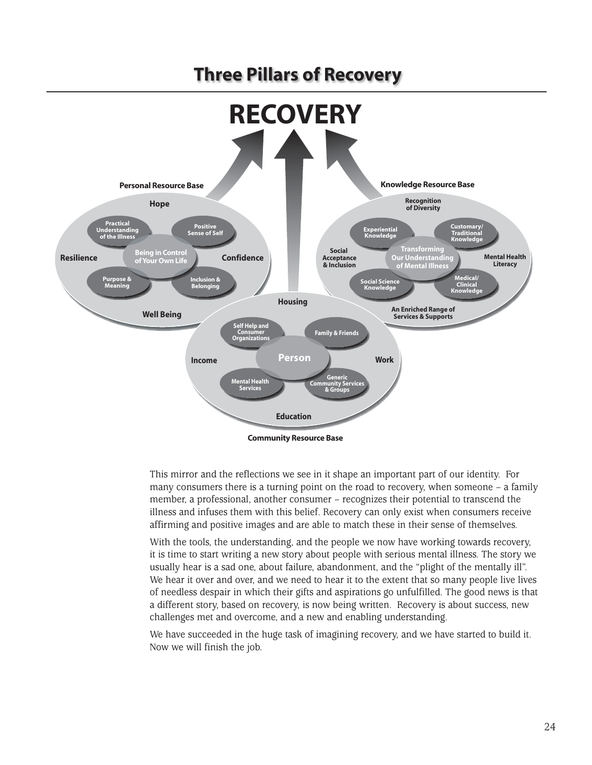## Three Pillars of Recovery

**RECOVERY**

**Personal Resource Base**

Hope

Practical Understanding of the Illness

Positive Sense of Self

Resilience

Being in Control of Your Own Life

Confidence

Purpose & Meaning

Inclusion & Belonging

Well Being

**Knowledge Resource Base**

Recognition of Diversity

Experiential Knowledge

Customary/ Traditional Knowledge

Social Acceptance & Inclusion

Transforming Our Understanding of Mental Illness

Mental Health Literacy

Social Science Knowledge

Medical/ Clinical Knowledge

An Enriched Range of Services & Supports

**Community Resource Base**

Housing

Self Help and Consumer Organizations

Family & Friends

Income

Person

Work

Mental Health Services

Generic Community Services & Groups

Education

This mirror and the reflections we see in it shape an important part of our identity. For many consumers there is a turning point on the road to recovery, when someone – a family member, a professional, another consumer – recognizes their potential to transcend the illness and infuses them with this belief. Recovery can only exist when consumers receive affirming and positive images and are able to match these in their sense of themselves.

With the tools, the understanding, and the people we now have working towards recovery, it is time to start writing a new story about people with serious mental illness. The story we usually hear is a sad one, about failure, abandonment, and the "plight of the mentally ill". We hear it over and over, and we need to hear it to the extent that so many people live lives of needless despair in which their gifts and aspirations go unfulfilled. The good news is that a different story, based on recovery, is now being written. Recovery is about success, new challenges met and overcome, and a new and enabling understanding.

We have succeeded in the huge task of imagining recovery, and we have started to build it. Now we will finish the job.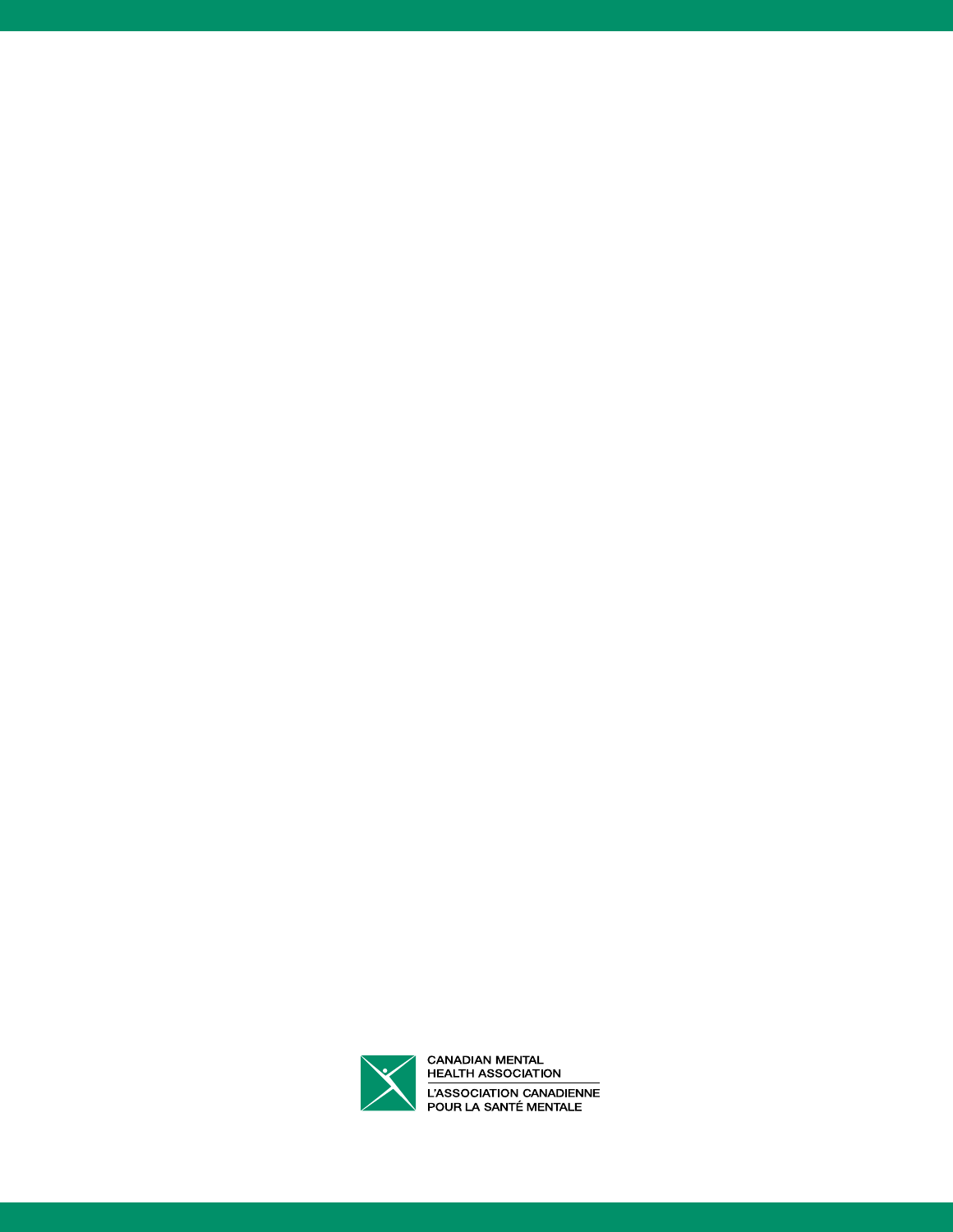CANADIAN MENTAL HEALTH ASSOCIATION

L'ASSOCIATION CANADIENNE POUR LA SANTÉ MENTALE